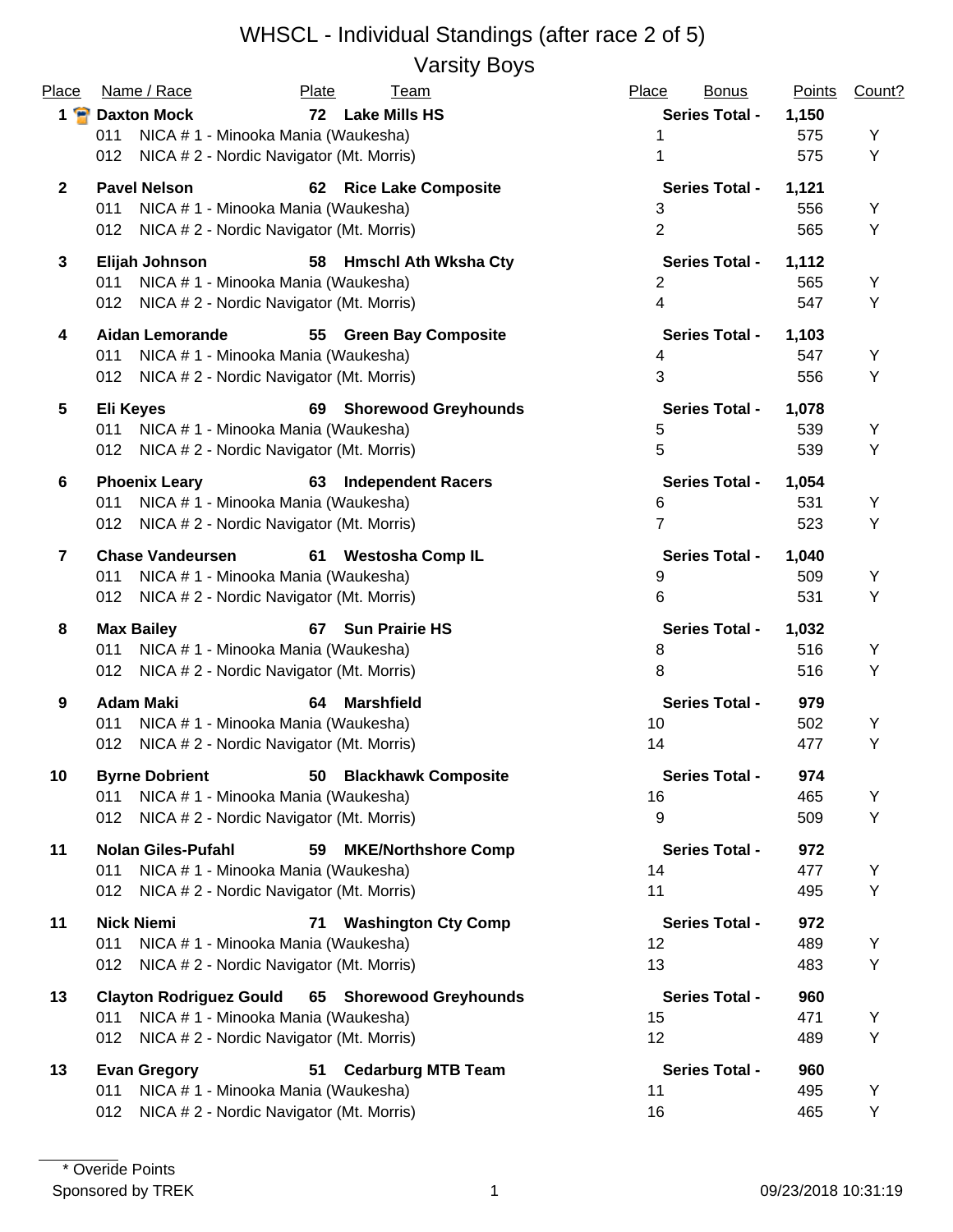# WHSCL - Individual Standings (after race 2 of 5)

## Varsity Boys

| Place | Name / Race | Plate | Team | Place | Bonus | Points | Count? |
|---|---|---|---|---|---|---|---|
| **1** | **Daxton Mock** | **72** | **Lake Mills HS** | | **Series Total -** | **1,150** | |
| | 011 NICA # 1 - Minooka Mania (Waukesha) | | | 1 | | 575 | Y |
| | 012 NICA # 2 - Nordic Navigator (Mt. Morris) | | | 1 | | 575 | Y |
| **2** | **Pavel Nelson** | **62** | **Rice Lake Composite** | | **Series Total -** | **1,121** | |
| | 011 NICA # 1 - Minooka Mania (Waukesha) | | | 3 | | 556 | Y |
| | 012 NICA # 2 - Nordic Navigator (Mt. Morris) | | | 2 | | 565 | Y |
| **3** | **Elijah Johnson** | **58** | **Hmschl Ath Wksha Cty** | | **Series Total -** | **1,112** | |
| | 011 NICA # 1 - Minooka Mania (Waukesha) | | | 2 | | 565 | Y |
| | 012 NICA # 2 - Nordic Navigator (Mt. Morris) | | | 4 | | 547 | Y |
| **4** | **Aidan Lemorande** | **55** | **Green Bay Composite** | | **Series Total -** | **1,103** | |
| | 011 NICA # 1 - Minooka Mania (Waukesha) | | | 4 | | 547 | Y |
| | 012 NICA # 2 - Nordic Navigator (Mt. Morris) | | | 3 | | 556 | Y |
| **5** | **Eli Keyes** | **69** | **Shorewood Greyhounds** | | **Series Total -** | **1,078** | |
| | 011 NICA # 1 - Minooka Mania (Waukesha) | | | 5 | | 539 | Y |
| | 012 NICA # 2 - Nordic Navigator (Mt. Morris) | | | 5 | | 539 | Y |
| **6** | **Phoenix Leary** | **63** | **Independent Racers** | | **Series Total -** | **1,054** | |
| | 011 NICA # 1 - Minooka Mania (Waukesha) | | | 6 | | 531 | Y |
| | 012 NICA # 2 - Nordic Navigator (Mt. Morris) | | | 7 | | 523 | Y |
| **7** | **Chase Vandeursen** | **61** | **Westosha Comp IL** | | **Series Total -** | **1,040** | |
| | 011 NICA # 1 - Minooka Mania (Waukesha) | | | 9 | | 509 | Y |
| | 012 NICA # 2 - Nordic Navigator (Mt. Morris) | | | 6 | | 531 | Y |
| **8** | **Max Bailey** | **67** | **Sun Prairie HS** | | **Series Total -** | **1,032** | |
| | 011 NICA # 1 - Minooka Mania (Waukesha) | | | 8 | | 516 | Y |
| | 012 NICA # 2 - Nordic Navigator (Mt. Morris) | | | 8 | | 516 | Y |
| **9** | **Adam Maki** | **64** | **Marshfield** | | **Series Total -** | **979** | |
| | 011 NICA # 1 - Minooka Mania (Waukesha) | | | 10 | | 502 | Y |
| | 012 NICA # 2 - Nordic Navigator (Mt. Morris) | | | 14 | | 477 | Y |
| **10** | **Byrne Dobrient** | **50** | **Blackhawk Composite** | | **Series Total -** | **974** | |
| | 011 NICA # 1 - Minooka Mania (Waukesha) | | | 16 | | 465 | Y |
| | 012 NICA # 2 - Nordic Navigator (Mt. Morris) | | | 9 | | 509 | Y |
| **11** | **Nolan Giles-Pufahl** | **59** | **MKE/Northshore Comp** | | **Series Total -** | **972** | |
| | 011 NICA # 1 - Minooka Mania (Waukesha) | | | 14 | | 477 | Y |
| | 012 NICA # 2 - Nordic Navigator (Mt. Morris) | | | 11 | | 495 | Y |
| **11** | **Nick Niemi** | **71** | **Washington Cty Comp** | | **Series Total -** | **972** | |
| | 011 NICA # 1 - Minooka Mania (Waukesha) | | | 12 | | 489 | Y |
| | 012 NICA # 2 - Nordic Navigator (Mt. Morris) | | | 13 | | 483 | Y |
| **13** | **Clayton Rodriguez Gould** | **65** | **Shorewood Greyhounds** | | **Series Total -** | **960** | |
| | 011 NICA # 1 - Minooka Mania (Waukesha) | | | 15 | | 471 | Y |
| | 012 NICA # 2 - Nordic Navigator (Mt. Morris) | | | 12 | | 489 | Y |
| **13** | **Evan Gregory** | **51** | **Cedarburg MTB Team** | | **Series Total -** | **960** | |
| | 011 NICA # 1 - Minooka Mania (Waukesha) | | | 11 | | 495 | Y |
| | 012 NICA # 2 - Nordic Navigator (Mt. Morris) | | | 16 | | 465 | Y |

* Overide Points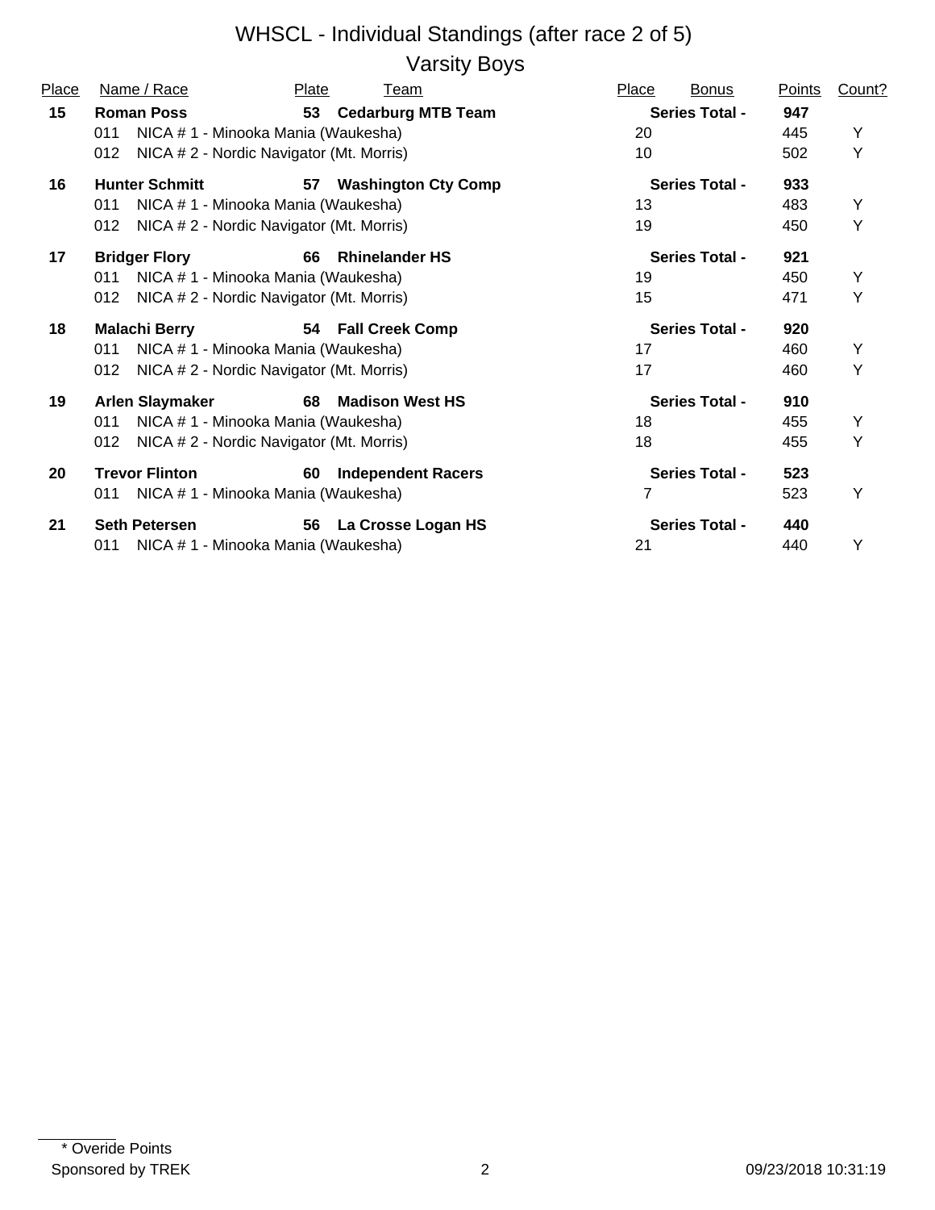# WHSCL - Individual Standings (after race 2 of 5)

## Varsity Boys

| Place | Name / Race | Plate | Team | Place | Bonus | Points | Count? |
|---|---|---|---|---|---|---|---|
| **15** | **Roman Poss** | **53** | **Cedarburg MTB Team** | | **Series Total -** | **947** | |
| | 011 NICA # 1 - Minooka Mania (Waukesha) | | | 20 | | 445 | Y |
| | 012 NICA # 2 - Nordic Navigator (Mt. Morris) | | | 10 | | 502 | Y |
| **16** | **Hunter Schmitt** | **57** | **Washington Cty Comp** | | **Series Total -** | **933** | |
| | 011 NICA # 1 - Minooka Mania (Waukesha) | | | 13 | | 483 | Y |
| | 012 NICA # 2 - Nordic Navigator (Mt. Morris) | | | 19 | | 450 | Y |
| **17** | **Bridger Flory** | **66** | **Rhinelander HS** | | **Series Total -** | **921** | |
| | 011 NICA # 1 - Minooka Mania (Waukesha) | | | 19 | | 450 | Y |
| | 012 NICA # 2 - Nordic Navigator (Mt. Morris) | | | 15 | | 471 | Y |
| **18** | **Malachi Berry** | **54** | **Fall Creek Comp** | | **Series Total -** | **920** | |
| | 011 NICA # 1 - Minooka Mania (Waukesha) | | | 17 | | 460 | Y |
| | 012 NICA # 2 - Nordic Navigator (Mt. Morris) | | | 17 | | 460 | Y |
| **19** | **Arlen Slaymaker** | **68** | **Madison West HS** | | **Series Total -** | **910** | |
| | 011 NICA # 1 - Minooka Mania (Waukesha) | | | 18 | | 455 | Y |
| | 012 NICA # 2 - Nordic Navigator (Mt. Morris) | | | 18 | | 455 | Y |
| **20** | **Trevor Flinton** | **60** | **Independent Racers** | | **Series Total -** | **523** | |
| | 011 NICA # 1 - Minooka Mania (Waukesha) | | | 7 | | 523 | Y |
| **21** | **Seth Petersen** | **56** | **La Crosse Logan HS** | | **Series Total -** | **440** | |
| | 011 NICA # 1 - Minooka Mania (Waukesha) | | | 21 | | 440 | Y |

* Overide Points

Sponsored by TREK

09/23/2018 10:31:19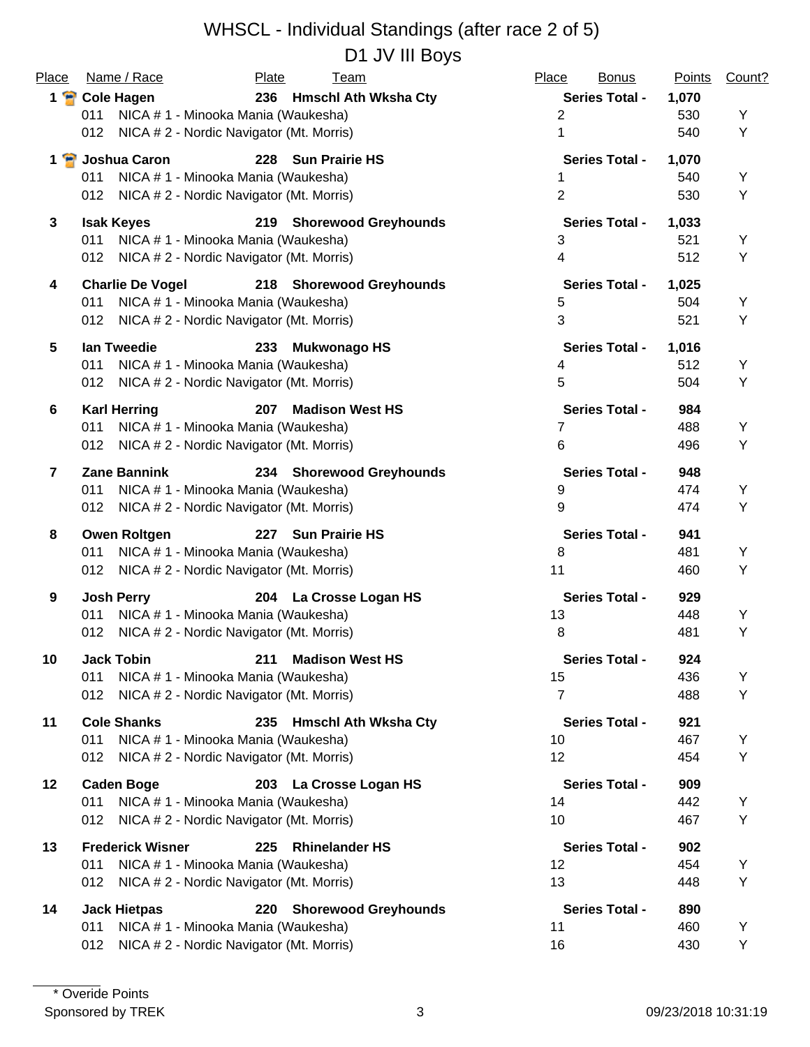# WHSCL - Individual Standings (after race 2 of 5)

## D1 JV III Boys

| Place | Name / Race | Plate | Team | Place | Bonus | Points | Count? |
|---|---|---|---|---|---|---|---|
| **1** | **Cole Hagen** | **236** | **Hmschl Ath Wksha Cty** | | **Series Total -** | **1,070** | |
| | 011 NICA # 1 - Minooka Mania (Waukesha) | | | 2 | | 530 | Y |
| | 012 NICA # 2 - Nordic Navigator (Mt. Morris) | | | 1 | | 540 | Y |
| **1** | **Joshua Caron** | **228** | **Sun Prairie HS** | | **Series Total -** | **1,070** | |
| | 011 NICA # 1 - Minooka Mania (Waukesha) | | | 1 | | 540 | Y |
| | 012 NICA # 2 - Nordic Navigator (Mt. Morris) | | | 2 | | 530 | Y |
| **3** | **Isak Keyes** | **219** | **Shorewood Greyhounds** | | **Series Total -** | **1,033** | |
| | 011 NICA # 1 - Minooka Mania (Waukesha) | | | 3 | | 521 | Y |
| | 012 NICA # 2 - Nordic Navigator (Mt. Morris) | | | 4 | | 512 | Y |
| **4** | **Charlie De Vogel** | **218** | **Shorewood Greyhounds** | | **Series Total -** | **1,025** | |
| | 011 NICA # 1 - Minooka Mania (Waukesha) | | | 5 | | 504 | Y |
| | 012 NICA # 2 - Nordic Navigator (Mt. Morris) | | | 3 | | 521 | Y |
| **5** | **Ian Tweedie** | **233** | **Mukwonago HS** | | **Series Total -** | **1,016** | |
| | 011 NICA # 1 - Minooka Mania (Waukesha) | | | 4 | | 512 | Y |
| | 012 NICA # 2 - Nordic Navigator (Mt. Morris) | | | 5 | | 504 | Y |
| **6** | **Karl Herring** | **207** | **Madison West HS** | | **Series Total -** | **984** | |
| | 011 NICA # 1 - Minooka Mania (Waukesha) | | | 7 | | 488 | Y |
| | 012 NICA # 2 - Nordic Navigator (Mt. Morris) | | | 6 | | 496 | Y |
| **7** | **Zane Bannink** | **234** | **Shorewood Greyhounds** | | **Series Total -** | **948** | |
| | 011 NICA # 1 - Minooka Mania (Waukesha) | | | 9 | | 474 | Y |
| | 012 NICA # 2 - Nordic Navigator (Mt. Morris) | | | 9 | | 474 | Y |
| **8** | **Owen Roltgen** | **227** | **Sun Prairie HS** | | **Series Total -** | **941** | |
| | 011 NICA # 1 - Minooka Mania (Waukesha) | | | 8 | | 481 | Y |
| | 012 NICA # 2 - Nordic Navigator (Mt. Morris) | | | 11 | | 460 | Y |
| **9** | **Josh Perry** | **204** | **La Crosse Logan HS** | | **Series Total -** | **929** | |
| | 011 NICA # 1 - Minooka Mania (Waukesha) | | | 13 | | 448 | Y |
| | 012 NICA # 2 - Nordic Navigator (Mt. Morris) | | | 8 | | 481 | Y |
| **10** | **Jack Tobin** | **211** | **Madison West HS** | | **Series Total -** | **924** | |
| | 011 NICA # 1 - Minooka Mania (Waukesha) | | | 15 | | 436 | Y |
| | 012 NICA # 2 - Nordic Navigator (Mt. Morris) | | | 7 | | 488 | Y |
| **11** | **Cole Shanks** | **235** | **Hmschl Ath Wksha Cty** | | **Series Total -** | **921** | |
| | 011 NICA # 1 - Minooka Mania (Waukesha) | | | 10 | | 467 | Y |
| | 012 NICA # 2 - Nordic Navigator (Mt. Morris) | | | 12 | | 454 | Y |
| **12** | **Caden Boge** | **203** | **La Crosse Logan HS** | | **Series Total -** | **909** | |
| | 011 NICA # 1 - Minooka Mania (Waukesha) | | | 14 | | 442 | Y |
| | 012 NICA # 2 - Nordic Navigator (Mt. Morris) | | | 10 | | 467 | Y |
| **13** | **Frederick Wisner** | **225** | **Rhinelander HS** | | **Series Total -** | **902** | |
| | 011 NICA # 1 - Minooka Mania (Waukesha) | | | 12 | | 454 | Y |
| | 012 NICA # 2 - Nordic Navigator (Mt. Morris) | | | 13 | | 448 | Y |
| **14** | **Jack Hietpas** | **220** | **Shorewood Greyhounds** | | **Series Total -** | **890** | |
| | 011 NICA # 1 - Minooka Mania (Waukesha) | | | 11 | | 460 | Y |
| | 012 NICA # 2 - Nordic Navigator (Mt. Morris) | | | 16 | | 430 | Y |

\* Overide Points

Sponsored by TREK

09/23/2018 10:31:19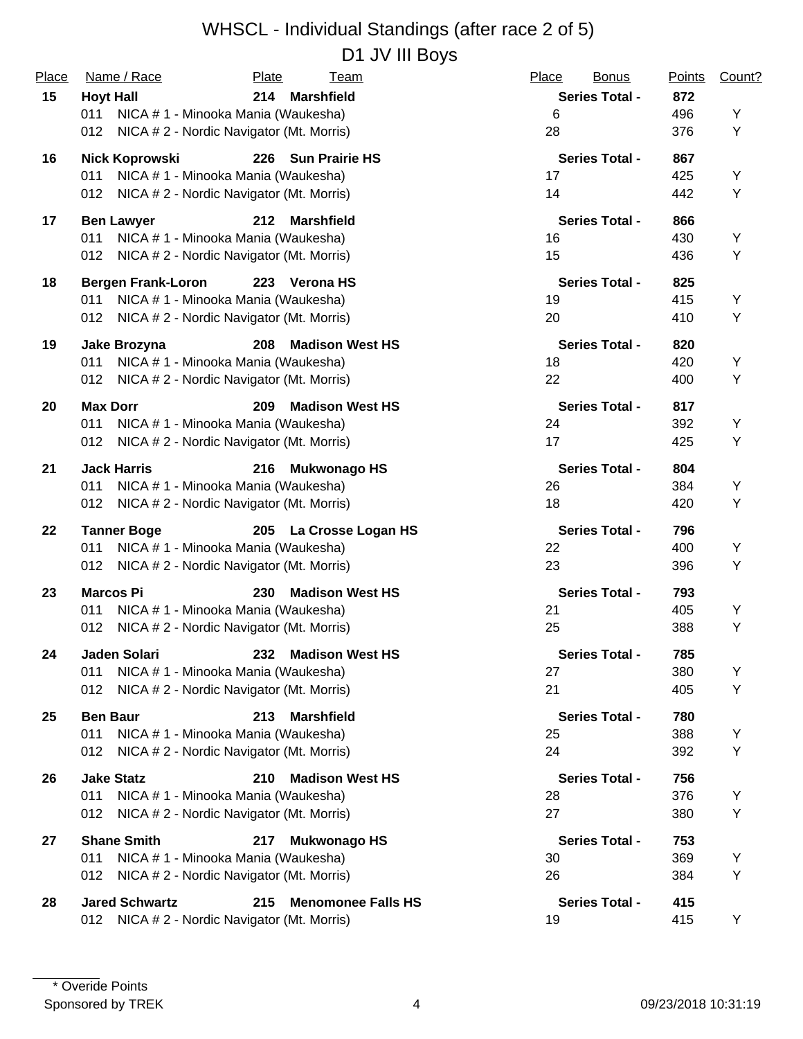# WHSCL - Individual Standings (after race 2 of 5)

## D1 JV III Boys

| Place | Name / Race | Plate | Team | Place | Bonus | Points | Count? |
|---|---|---|---|---|---|---|---|
| **15** | **Hoyt Hall** | **214** | **Marshfield** | | **Series Total -** | **872** | |
| | 011 NICA # 1 - Minooka Mania (Waukesha) | | | 6 | | 496 | Y |
| | 012 NICA # 2 - Nordic Navigator (Mt. Morris) | | | 28 | | 376 | Y |
| **16** | **Nick Koprowski** | **226** | **Sun Prairie HS** | | **Series Total -** | **867** | |
| | 011 NICA # 1 - Minooka Mania (Waukesha) | | | 17 | | 425 | Y |
| | 012 NICA # 2 - Nordic Navigator (Mt. Morris) | | | 14 | | 442 | Y |
| **17** | **Ben Lawyer** | **212** | **Marshfield** | | **Series Total -** | **866** | |
| | 011 NICA # 1 - Minooka Mania (Waukesha) | | | 16 | | 430 | Y |
| | 012 NICA # 2 - Nordic Navigator (Mt. Morris) | | | 15 | | 436 | Y |
| **18** | **Bergen Frank-Loron** | **223** | **Verona HS** | | **Series Total -** | **825** | |
| | 011 NICA # 1 - Minooka Mania (Waukesha) | | | 19 | | 415 | Y |
| | 012 NICA # 2 - Nordic Navigator (Mt. Morris) | | | 20 | | 410 | Y |
| **19** | **Jake Brozyna** | **208** | **Madison West HS** | | **Series Total -** | **820** | |
| | 011 NICA # 1 - Minooka Mania (Waukesha) | | | 18 | | 420 | Y |
| | 012 NICA # 2 - Nordic Navigator (Mt. Morris) | | | 22 | | 400 | Y |
| **20** | **Max Dorr** | **209** | **Madison West HS** | | **Series Total -** | **817** | |
| | 011 NICA # 1 - Minooka Mania (Waukesha) | | | 24 | | 392 | Y |
| | 012 NICA # 2 - Nordic Navigator (Mt. Morris) | | | 17 | | 425 | Y |
| **21** | **Jack Harris** | **216** | **Mukwonago HS** | | **Series Total -** | **804** | |
| | 011 NICA # 1 - Minooka Mania (Waukesha) | | | 26 | | 384 | Y |
| | 012 NICA # 2 - Nordic Navigator (Mt. Morris) | | | 18 | | 420 | Y |
| **22** | **Tanner Boge** | **205** | **La Crosse Logan HS** | | **Series Total -** | **796** | |
| | 011 NICA # 1 - Minooka Mania (Waukesha) | | | 22 | | 400 | Y |
| | 012 NICA # 2 - Nordic Navigator (Mt. Morris) | | | 23 | | 396 | Y |
| **23** | **Marcos Pi** | **230** | **Madison West HS** | | **Series Total -** | **793** | |
| | 011 NICA # 1 - Minooka Mania (Waukesha) | | | 21 | | 405 | Y |
| | 012 NICA # 2 - Nordic Navigator (Mt. Morris) | | | 25 | | 388 | Y |
| **24** | **Jaden Solari** | **232** | **Madison West HS** | | **Series Total -** | **785** | |
| | 011 NICA # 1 - Minooka Mania (Waukesha) | | | 27 | | 380 | Y |
| | 012 NICA # 2 - Nordic Navigator (Mt. Morris) | | | 21 | | 405 | Y |
| **25** | **Ben Baur** | **213** | **Marshfield** | | **Series Total -** | **780** | |
| | 011 NICA # 1 - Minooka Mania (Waukesha) | | | 25 | | 388 | Y |
| | 012 NICA # 2 - Nordic Navigator (Mt. Morris) | | | 24 | | 392 | Y |
| **26** | **Jake Statz** | **210** | **Madison West HS** | | **Series Total -** | **756** | |
| | 011 NICA # 1 - Minooka Mania (Waukesha) | | | 28 | | 376 | Y |
| | 012 NICA # 2 - Nordic Navigator (Mt. Morris) | | | 27 | | 380 | Y |
| **27** | **Shane Smith** | **217** | **Mukwonago HS** | | **Series Total -** | **753** | |
| | 011 NICA # 1 - Minooka Mania (Waukesha) | | | 30 | | 369 | Y |
| | 012 NICA # 2 - Nordic Navigator (Mt. Morris) | | | 26 | | 384 | Y |
| **28** | **Jared Schwartz** | **215** | **Menomonee Falls HS** | | **Series Total -** | **415** | |
| | 012 NICA # 2 - Nordic Navigator (Mt. Morris) | | | 19 | | 415 | Y |

\* Overide Points

Sponsored by TREK

09/23/2018 10:31:19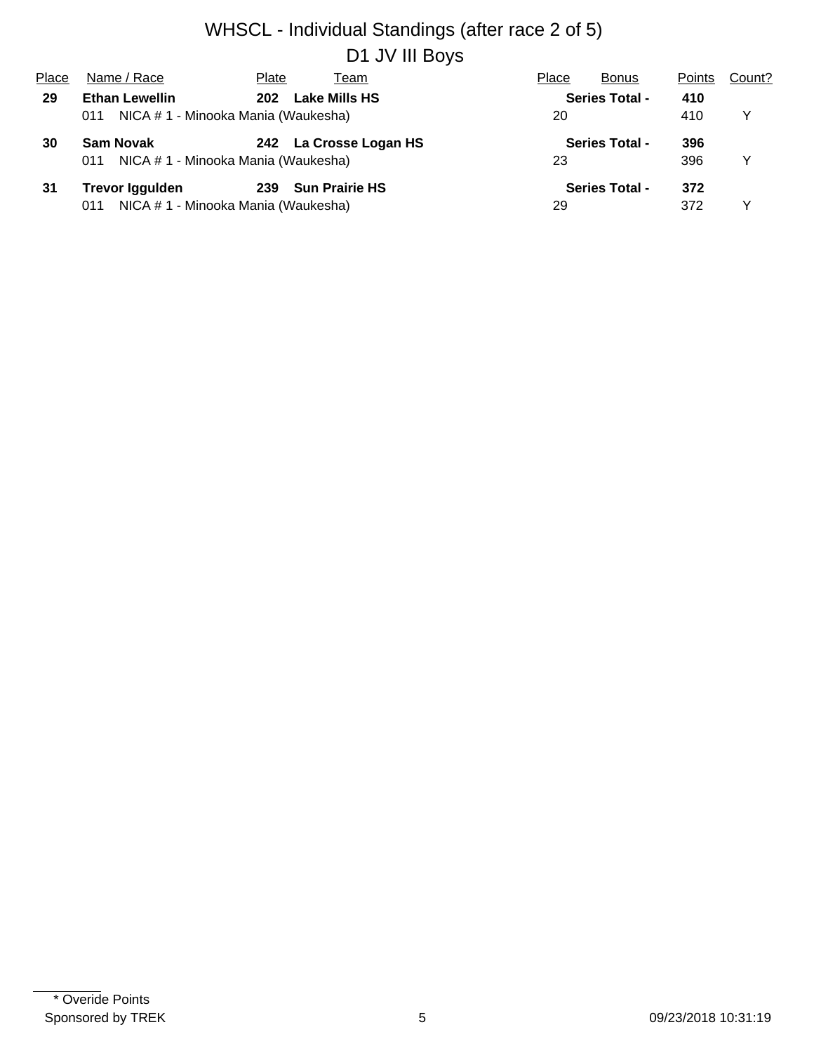# WHSCL - Individual Standings (after race 2 of 5)

## D1 JV III Boys

| Place | Name / Race | Plate | Team | Place | Bonus | Points | Count? |
|---|---|---|---|---|---|---|---|
| **29** | **Ethan Lewellin** | **202** | **Lake Mills HS** | | **Series Total -** | **410** | |
| | 011 NICA # 1 - Minooka Mania (Waukesha) | | | 20 | | 410 | Y |
| **30** | **Sam Novak** | **242** | **La Crosse Logan HS** | | **Series Total -** | **396** | |
| | 011 NICA # 1 - Minooka Mania (Waukesha) | | | 23 | | 396 | Y |
| **31** | **Trevor Iggulden** | **239** | **Sun Prairie HS** | | **Series Total -** | **372** | |
| | 011 NICA # 1 - Minooka Mania (Waukesha) | | | 29 | | 372 | Y |

* Overide Points

Sponsored by TREK

09/23/2018 10:31:19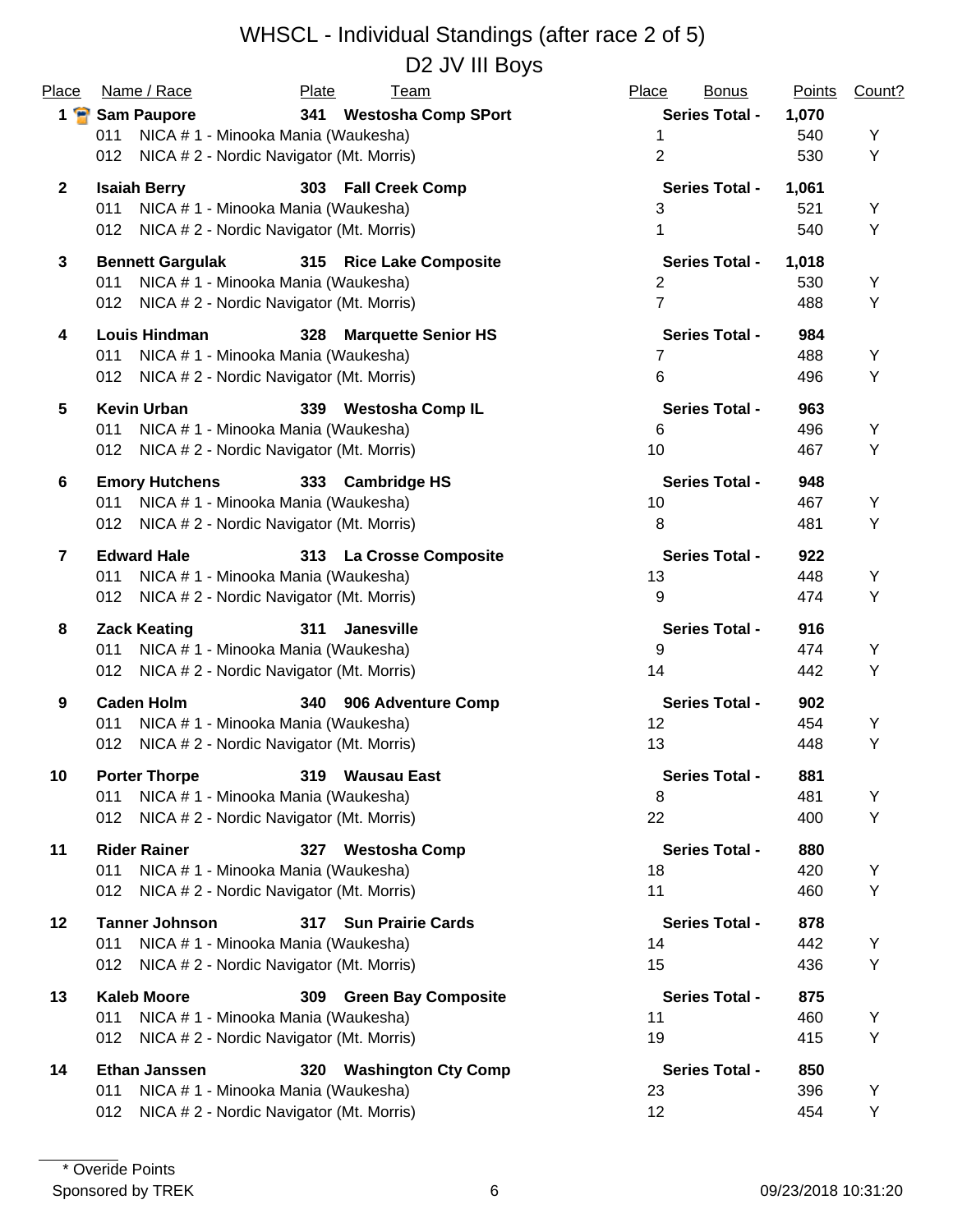# WHSCL - Individual Standings (after race 2 of 5)

## D2 JV III Boys

| Place | Name / Race | Plate | Team | Place | Bonus | Points | Count? |
|---|---|---|---|---|---|---|---|
| **1** | **Sam Paupore** | **341** | **Westosha Comp SPort** | | **Series Total -** | **1,070** | |
| | 011 NICA # 1 - Minooka Mania (Waukesha) | | | 1 | | 540 | Y |
| | 012 NICA # 2 - Nordic Navigator (Mt. Morris) | | | 2 | | 530 | Y |
| **2** | **Isaiah Berry** | **303** | **Fall Creek Comp** | | **Series Total -** | **1,061** | |
| | 011 NICA # 1 - Minooka Mania (Waukesha) | | | 3 | | 521 | Y |
| | 012 NICA # 2 - Nordic Navigator (Mt. Morris) | | | 1 | | 540 | Y |
| **3** | **Bennett Gargulak** | **315** | **Rice Lake Composite** | | **Series Total -** | **1,018** | |
| | 011 NICA # 1 - Minooka Mania (Waukesha) | | | 2 | | 530 | Y |
| | 012 NICA # 2 - Nordic Navigator (Mt. Morris) | | | 7 | | 488 | Y |
| **4** | **Louis Hindman** | **328** | **Marquette Senior HS** | | **Series Total -** | **984** | |
| | 011 NICA # 1 - Minooka Mania (Waukesha) | | | 7 | | 488 | Y |
| | 012 NICA # 2 - Nordic Navigator (Mt. Morris) | | | 6 | | 496 | Y |
| **5** | **Kevin Urban** | **339** | **Westosha Comp IL** | | **Series Total -** | **963** | |
| | 011 NICA # 1 - Minooka Mania (Waukesha) | | | 6 | | 496 | Y |
| | 012 NICA # 2 - Nordic Navigator (Mt. Morris) | | | 10 | | 467 | Y |
| **6** | **Emory Hutchens** | **333** | **Cambridge HS** | | **Series Total -** | **948** | |
| | 011 NICA # 1 - Minooka Mania (Waukesha) | | | 10 | | 467 | Y |
| | 012 NICA # 2 - Nordic Navigator (Mt. Morris) | | | 8 | | 481 | Y |
| **7** | **Edward Hale** | **313** | **La Crosse Composite** | | **Series Total -** | **922** | |
| | 011 NICA # 1 - Minooka Mania (Waukesha) | | | 13 | | 448 | Y |
| | 012 NICA # 2 - Nordic Navigator (Mt. Morris) | | | 9 | | 474 | Y |
| **8** | **Zack Keating** | **311** | **Janesville** | | **Series Total -** | **916** | |
| | 011 NICA # 1 - Minooka Mania (Waukesha) | | | 9 | | 474 | Y |
| | 012 NICA # 2 - Nordic Navigator (Mt. Morris) | | | 14 | | 442 | Y |
| **9** | **Caden Holm** | **340** | **906 Adventure Comp** | | **Series Total -** | **902** | |
| | 011 NICA # 1 - Minooka Mania (Waukesha) | | | 12 | | 454 | Y |
| | 012 NICA # 2 - Nordic Navigator (Mt. Morris) | | | 13 | | 448 | Y |
| **10** | **Porter Thorpe** | **319** | **Wausau East** | | **Series Total -** | **881** | |
| | 011 NICA # 1 - Minooka Mania (Waukesha) | | | 8 | | 481 | Y |
| | 012 NICA # 2 - Nordic Navigator (Mt. Morris) | | | 22 | | 400 | Y |
| **11** | **Rider Rainer** | **327** | **Westosha Comp** | | **Series Total -** | **880** | |
| | 011 NICA # 1 - Minooka Mania (Waukesha) | | | 18 | | 420 | Y |
| | 012 NICA # 2 - Nordic Navigator (Mt. Morris) | | | 11 | | 460 | Y |
| **12** | **Tanner Johnson** | **317** | **Sun Prairie Cards** | | **Series Total -** | **878** | |
| | 011 NICA # 1 - Minooka Mania (Waukesha) | | | 14 | | 442 | Y |
| | 012 NICA # 2 - Nordic Navigator (Mt. Morris) | | | 15 | | 436 | Y |
| **13** | **Kaleb Moore** | **309** | **Green Bay Composite** | | **Series Total -** | **875** | |
| | 011 NICA # 1 - Minooka Mania (Waukesha) | | | 11 | | 460 | Y |
| | 012 NICA # 2 - Nordic Navigator (Mt. Morris) | | | 19 | | 415 | Y |
| **14** | **Ethan Janssen** | **320** | **Washington Cty Comp** | | **Series Total -** | **850** | |
| | 011 NICA # 1 - Minooka Mania (Waukesha) | | | 23 | | 396 | Y |
| | 012 NICA # 2 - Nordic Navigator (Mt. Morris) | | | 12 | | 454 | Y |

\* Overide Points

Sponsored by TREK

09/23/2018 10:31:20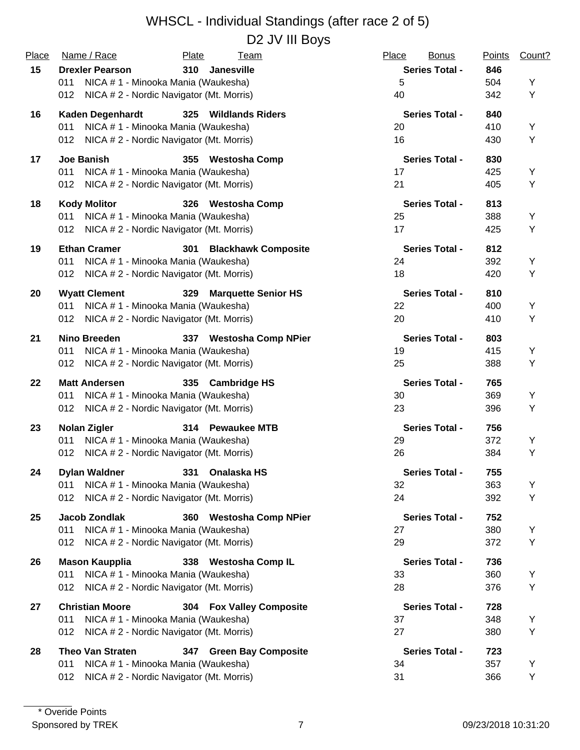# WHSCL - Individual Standings (after race 2 of 5)

## D2 JV III Boys

| Place | Name / Race | Plate | Team | Place | Bonus | Points | Count? |
|---|---|---|---|---|---|---|---|
| **15** | **Drexler Pearson** | **310** | **Janesville** | | **Series Total -** | **846** | |
| | 011 NICA # 1 - Minooka Mania (Waukesha) | | | 5 | | 504 | Y |
| | 012 NICA # 2 - Nordic Navigator (Mt. Morris) | | | 40 | | 342 | Y |
| **16** | **Kaden Degenhardt** | **325** | **Wildlands Riders** | | **Series Total -** | **840** | |
| | 011 NICA # 1 - Minooka Mania (Waukesha) | | | 20 | | 410 | Y |
| | 012 NICA # 2 - Nordic Navigator (Mt. Morris) | | | 16 | | 430 | Y |
| **17** | **Joe Banish** | **355** | **Westosha Comp** | | **Series Total -** | **830** | |
| | 011 NICA # 1 - Minooka Mania (Waukesha) | | | 17 | | 425 | Y |
| | 012 NICA # 2 - Nordic Navigator (Mt. Morris) | | | 21 | | 405 | Y |
| **18** | **Kody Molitor** | **326** | **Westosha Comp** | | **Series Total -** | **813** | |
| | 011 NICA # 1 - Minooka Mania (Waukesha) | | | 25 | | 388 | Y |
| | 012 NICA # 2 - Nordic Navigator (Mt. Morris) | | | 17 | | 425 | Y |
| **19** | **Ethan Cramer** | **301** | **Blackhawk Composite** | | **Series Total -** | **812** | |
| | 011 NICA # 1 - Minooka Mania (Waukesha) | | | 24 | | 392 | Y |
| | 012 NICA # 2 - Nordic Navigator (Mt. Morris) | | | 18 | | 420 | Y |
| **20** | **Wyatt Clement** | **329** | **Marquette Senior HS** | | **Series Total -** | **810** | |
| | 011 NICA # 1 - Minooka Mania (Waukesha) | | | 22 | | 400 | Y |
| | 012 NICA # 2 - Nordic Navigator (Mt. Morris) | | | 20 | | 410 | Y |
| **21** | **Nino Breeden** | **337** | **Westosha Comp NPier** | | **Series Total -** | **803** | |
| | 011 NICA # 1 - Minooka Mania (Waukesha) | | | 19 | | 415 | Y |
| | 012 NICA # 2 - Nordic Navigator (Mt. Morris) | | | 25 | | 388 | Y |
| **22** | **Matt Andersen** | **335** | **Cambridge HS** | | **Series Total -** | **765** | |
| | 011 NICA # 1 - Minooka Mania (Waukesha) | | | 30 | | 369 | Y |
| | 012 NICA # 2 - Nordic Navigator (Mt. Morris) | | | 23 | | 396 | Y |
| **23** | **Nolan Zigler** | **314** | **Pewaukee MTB** | | **Series Total -** | **756** | |
| | 011 NICA # 1 - Minooka Mania (Waukesha) | | | 29 | | 372 | Y |
| | 012 NICA # 2 - Nordic Navigator (Mt. Morris) | | | 26 | | 384 | Y |
| **24** | **Dylan Waldner** | **331** | **Onalaska HS** | | **Series Total -** | **755** | |
| | 011 NICA # 1 - Minooka Mania (Waukesha) | | | 32 | | 363 | Y |
| | 012 NICA # 2 - Nordic Navigator (Mt. Morris) | | | 24 | | 392 | Y |
| **25** | **Jacob Zondlak** | **360** | **Westosha Comp NPier** | | **Series Total -** | **752** | |
| | 011 NICA # 1 - Minooka Mania (Waukesha) | | | 27 | | 380 | Y |
| | 012 NICA # 2 - Nordic Navigator (Mt. Morris) | | | 29 | | 372 | Y |
| **26** | **Mason Kaupplia** | **338** | **Westosha Comp IL** | | **Series Total -** | **736** | |
| | 011 NICA # 1 - Minooka Mania (Waukesha) | | | 33 | | 360 | Y |
| | 012 NICA # 2 - Nordic Navigator (Mt. Morris) | | | 28 | | 376 | Y |
| **27** | **Christian Moore** | **304** | **Fox Valley Composite** | | **Series Total -** | **728** | |
| | 011 NICA # 1 - Minooka Mania (Waukesha) | | | 37 | | 348 | Y |
| | 012 NICA # 2 - Nordic Navigator (Mt. Morris) | | | 27 | | 380 | Y |
| **28** | **Theo Van Straten** | **347** | **Green Bay Composite** | | **Series Total -** | **723** | |
| | 011 NICA # 1 - Minooka Mania (Waukesha) | | | 34 | | 357 | Y |
| | 012 NICA # 2 - Nordic Navigator (Mt. Morris) | | | 31 | | 366 | Y |

\* Overide Points

Sponsored by TREK

09/23/2018 10:31:20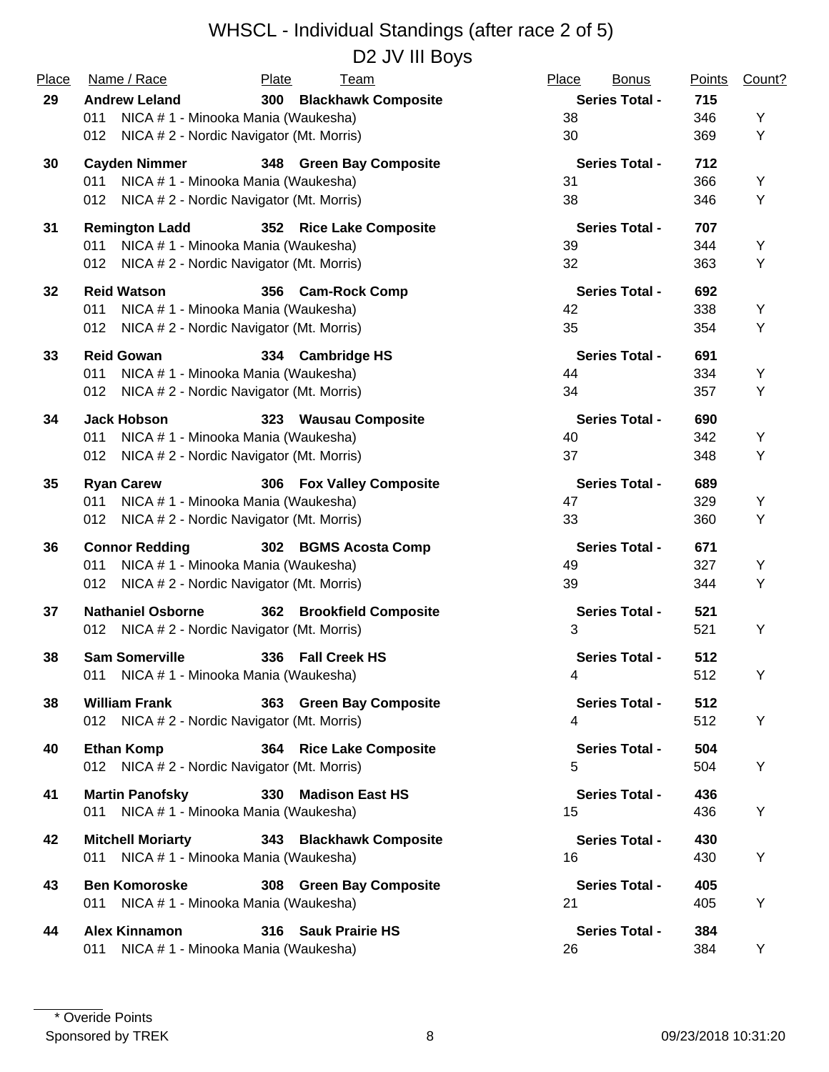# WHSCL - Individual Standings (after race 2 of 5)

## D2 JV III Boys

| Place | Name / Race | Plate | Team | Place | Bonus | Points | Count? |
|---|---|---|---|---|---|---|---|
| **29** | **Andrew Leland** | **300** | **Blackhawk Composite** | | **Series Total -** | **715** | |
| | 011 NICA # 1 - Minooka Mania (Waukesha) | | | 38 | | 346 | Y |
| | 012 NICA # 2 - Nordic Navigator (Mt. Morris) | | | 30 | | 369 | Y |
| **30** | **Cayden Nimmer** | **348** | **Green Bay Composite** | | **Series Total -** | **712** | |
| | 011 NICA # 1 - Minooka Mania (Waukesha) | | | 31 | | 366 | Y |
| | 012 NICA # 2 - Nordic Navigator (Mt. Morris) | | | 38 | | 346 | Y |
| **31** | **Remington Ladd** | **352** | **Rice Lake Composite** | | **Series Total -** | **707** | |
| | 011 NICA # 1 - Minooka Mania (Waukesha) | | | 39 | | 344 | Y |
| | 012 NICA # 2 - Nordic Navigator (Mt. Morris) | | | 32 | | 363 | Y |
| **32** | **Reid Watson** | **356** | **Cam-Rock Comp** | | **Series Total -** | **692** | |
| | 011 NICA # 1 - Minooka Mania (Waukesha) | | | 42 | | 338 | Y |
| | 012 NICA # 2 - Nordic Navigator (Mt. Morris) | | | 35 | | 354 | Y |
| **33** | **Reid Gowan** | **334** | **Cambridge HS** | | **Series Total -** | **691** | |
| | 011 NICA # 1 - Minooka Mania (Waukesha) | | | 44 | | 334 | Y |
| | 012 NICA # 2 - Nordic Navigator (Mt. Morris) | | | 34 | | 357 | Y |
| **34** | **Jack Hobson** | **323** | **Wausau Composite** | | **Series Total -** | **690** | |
| | 011 NICA # 1 - Minooka Mania (Waukesha) | | | 40 | | 342 | Y |
| | 012 NICA # 2 - Nordic Navigator (Mt. Morris) | | | 37 | | 348 | Y |
| **35** | **Ryan Carew** | **306** | **Fox Valley Composite** | | **Series Total -** | **689** | |
| | 011 NICA # 1 - Minooka Mania (Waukesha) | | | 47 | | 329 | Y |
| | 012 NICA # 2 - Nordic Navigator (Mt. Morris) | | | 33 | | 360 | Y |
| **36** | **Connor Redding** | **302** | **BGMS Acosta Comp** | | **Series Total -** | **671** | |
| | 011 NICA # 1 - Minooka Mania (Waukesha) | | | 49 | | 327 | Y |
| | 012 NICA # 2 - Nordic Navigator (Mt. Morris) | | | 39 | | 344 | Y |
| **37** | **Nathaniel Osborne** | **362** | **Brookfield Composite** | | **Series Total -** | **521** | |
| | 012 NICA # 2 - Nordic Navigator (Mt. Morris) | | | 3 | | 521 | Y |
| **38** | **Sam Somerville** | **336** | **Fall Creek HS** | | **Series Total -** | **512** | |
| | 011 NICA # 1 - Minooka Mania (Waukesha) | | | 4 | | 512 | Y |
| **38** | **William Frank** | **363** | **Green Bay Composite** | | **Series Total -** | **512** | |
| | 012 NICA # 2 - Nordic Navigator (Mt. Morris) | | | 4 | | 512 | Y |
| **40** | **Ethan Komp** | **364** | **Rice Lake Composite** | | **Series Total -** | **504** | |
| | 012 NICA # 2 - Nordic Navigator (Mt. Morris) | | | 5 | | 504 | Y |
| **41** | **Martin Panofsky** | **330** | **Madison East HS** | | **Series Total -** | **436** | |
| | 011 NICA # 1 - Minooka Mania (Waukesha) | | | 15 | | 436 | Y |
| **42** | **Mitchell Moriarty** | **343** | **Blackhawk Composite** | | **Series Total -** | **430** | |
| | 011 NICA # 1 - Minooka Mania (Waukesha) | | | 16 | | 430 | Y |
| **43** | **Ben Komoroske** | **308** | **Green Bay Composite** | | **Series Total -** | **405** | |
| | 011 NICA # 1 - Minooka Mania (Waukesha) | | | 21 | | 405 | Y |
| **44** | **Alex Kinnamon** | **316** | **Sauk Prairie HS** | | **Series Total -** | **384** | |
| | 011 NICA # 1 - Minooka Mania (Waukesha) | | | 26 | | 384 | Y |

\* Overide Points

Sponsored by TREK

09/23/2018 10:31:20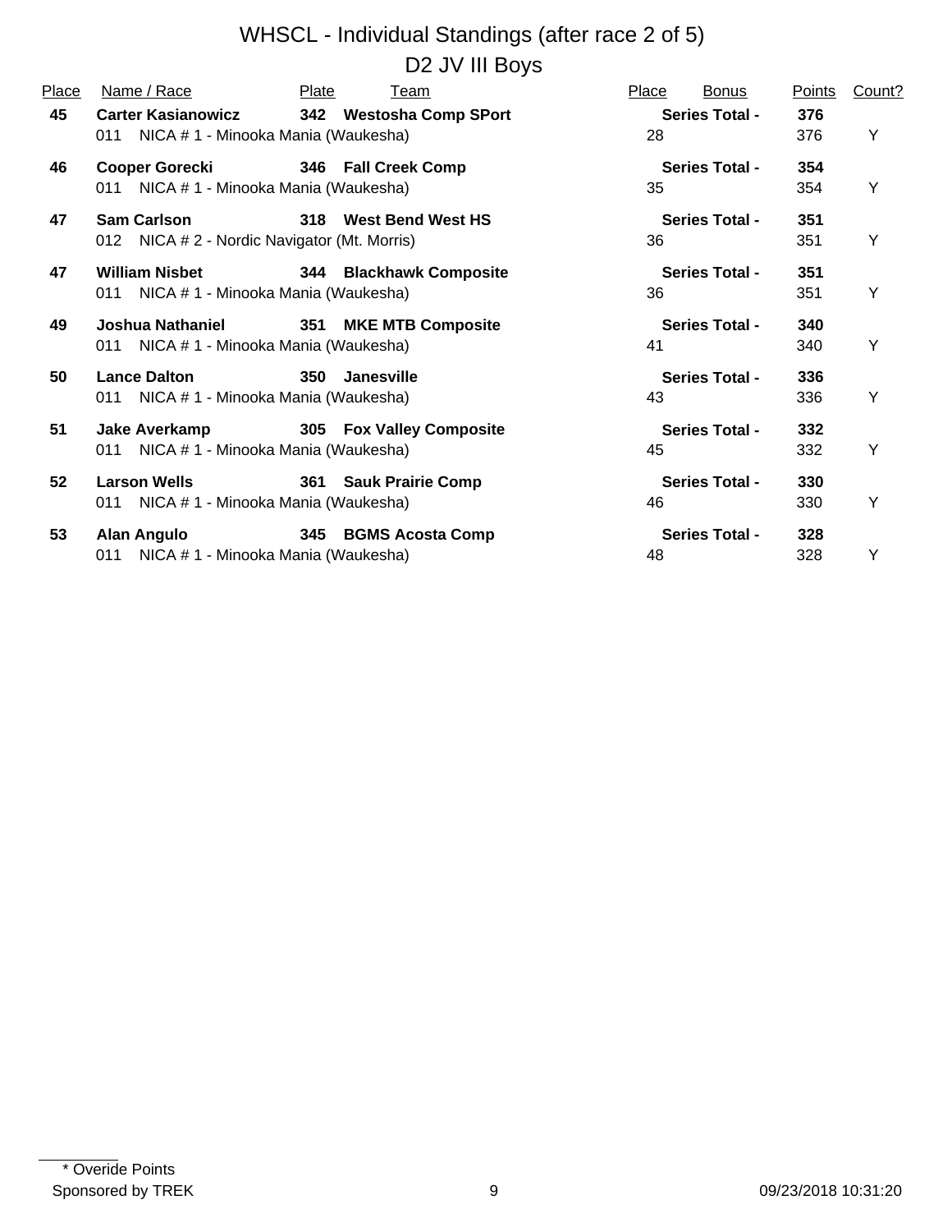# WHSCL - Individual Standings (after race 2 of 5)

## D2 JV III Boys

| Place | Name / Race | Plate | Team | Place | Bonus | Points | Count? |
|---|---|---|---|---|---|---|---|
| **45** | **Carter Kasianowicz** | **342** | **Westosha Comp SPort** | | **Series Total -** | **376** | |
| | 011 NICA # 1 - Minooka Mania (Waukesha) | | | 28 | | 376 | Y |
| **46** | **Cooper Gorecki** | **346** | **Fall Creek Comp** | | **Series Total -** | **354** | |
| | 011 NICA # 1 - Minooka Mania (Waukesha) | | | 35 | | 354 | Y |
| **47** | **Sam Carlson** | **318** | **West Bend West HS** | | **Series Total -** | **351** | |
| | 012 NICA # 2 - Nordic Navigator (Mt. Morris) | | | 36 | | 351 | Y |
| **47** | **William Nisbet** | **344** | **Blackhawk Composite** | | **Series Total -** | **351** | |
| | 011 NICA # 1 - Minooka Mania (Waukesha) | | | 36 | | 351 | Y |
| **49** | **Joshua Nathaniel** | **351** | **MKE MTB Composite** | | **Series Total -** | **340** | |
| | 011 NICA # 1 - Minooka Mania (Waukesha) | | | 41 | | 340 | Y |
| **50** | **Lance Dalton** | **350** | **Janesville** | | **Series Total -** | **336** | |
| | 011 NICA # 1 - Minooka Mania (Waukesha) | | | 43 | | 336 | Y |
| **51** | **Jake Averkamp** | **305** | **Fox Valley Composite** | | **Series Total -** | **332** | |
| | 011 NICA # 1 - Minooka Mania (Waukesha) | | | 45 | | 332 | Y |
| **52** | **Larson Wells** | **361** | **Sauk Prairie Comp** | | **Series Total -** | **330** | |
| | 011 NICA # 1 - Minooka Mania (Waukesha) | | | 46 | | 330 | Y |
| **53** | **Alan Angulo** | **345** | **BGMS Acosta Comp** | | **Series Total -** | **328** | |
| | 011 NICA # 1 - Minooka Mania (Waukesha) | | | 48 | | 328 | Y |

\* Overide Points

Sponsored by TREK

09/23/2018 10:31:20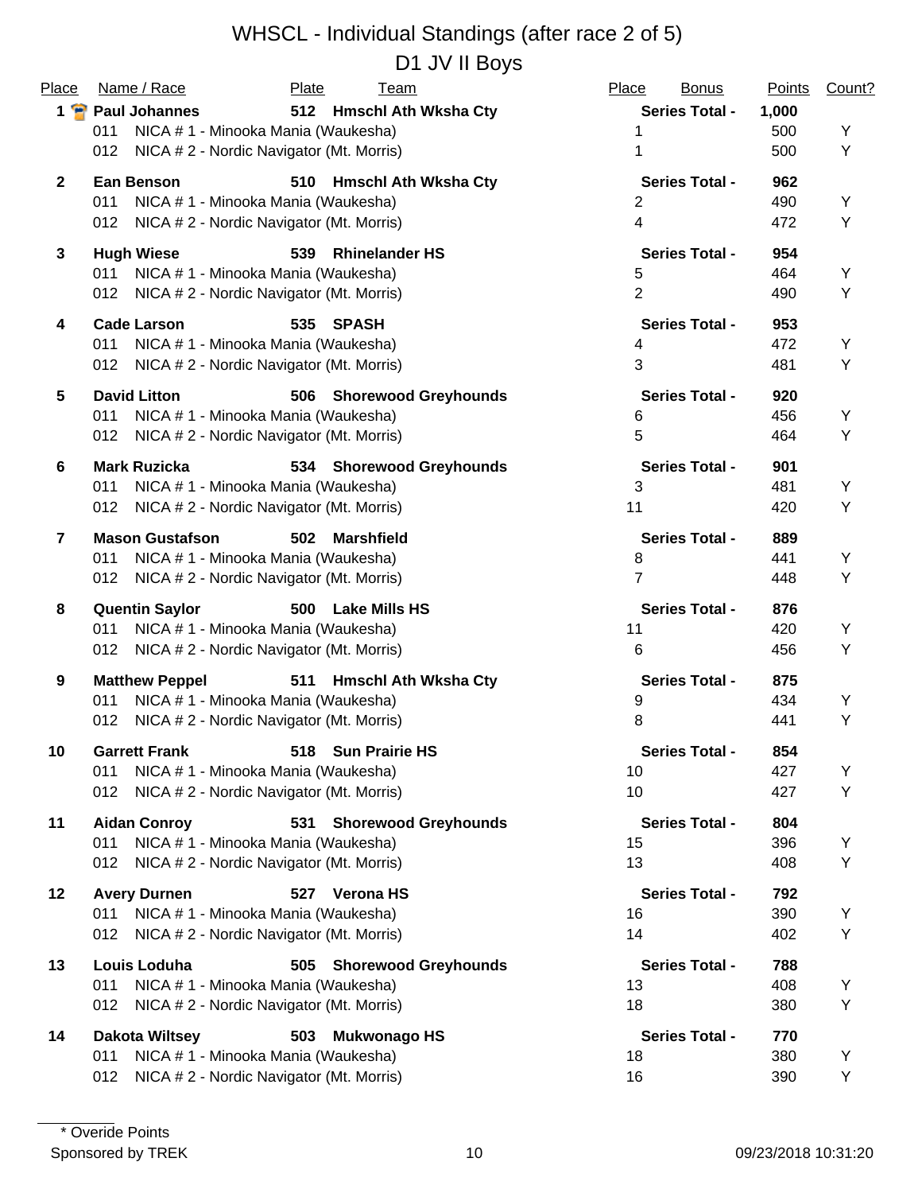# WHSCL - Individual Standings (after race 2 of 5)

## D1 JV II Boys

| Place | Name / Race | Plate | Team | Place | Bonus | Points | Count? |
|---|---|---|---|---|---|---|---|
| **1** | **Paul Johannes** | **512** | **Hmschl Ath Wksha Cty** | | **Series Total -** | **1,000** | |
| | 011 NICA # 1 - Minooka Mania (Waukesha) | | | 1 | | 500 | Y |
| | 012 NICA # 2 - Nordic Navigator (Mt. Morris) | | | 1 | | 500 | Y |
| **2** | **Ean Benson** | **510** | **Hmschl Ath Wksha Cty** | | **Series Total -** | **962** | |
| | 011 NICA # 1 - Minooka Mania (Waukesha) | | | 2 | | 490 | Y |
| | 012 NICA # 2 - Nordic Navigator (Mt. Morris) | | | 4 | | 472 | Y |
| **3** | **Hugh Wiese** | **539** | **Rhinelander HS** | | **Series Total -** | **954** | |
| | 011 NICA # 1 - Minooka Mania (Waukesha) | | | 5 | | 464 | Y |
| | 012 NICA # 2 - Nordic Navigator (Mt. Morris) | | | 2 | | 490 | Y |
| **4** | **Cade Larson** | **535** | **SPASH** | | **Series Total -** | **953** | |
| | 011 NICA # 1 - Minooka Mania (Waukesha) | | | 4 | | 472 | Y |
| | 012 NICA # 2 - Nordic Navigator (Mt. Morris) | | | 3 | | 481 | Y |
| **5** | **David Litton** | **506** | **Shorewood Greyhounds** | | **Series Total -** | **920** | |
| | 011 NICA # 1 - Minooka Mania (Waukesha) | | | 6 | | 456 | Y |
| | 012 NICA # 2 - Nordic Navigator (Mt. Morris) | | | 5 | | 464 | Y |
| **6** | **Mark Ruzicka** | **534** | **Shorewood Greyhounds** | | **Series Total -** | **901** | |
| | 011 NICA # 1 - Minooka Mania (Waukesha) | | | 3 | | 481 | Y |
| | 012 NICA # 2 - Nordic Navigator (Mt. Morris) | | | 11 | | 420 | Y |
| **7** | **Mason Gustafson** | **502** | **Marshfield** | | **Series Total -** | **889** | |
| | 011 NICA # 1 - Minooka Mania (Waukesha) | | | 8 | | 441 | Y |
| | 012 NICA # 2 - Nordic Navigator (Mt. Morris) | | | 7 | | 448 | Y |
| **8** | **Quentin Saylor** | **500** | **Lake Mills HS** | | **Series Total -** | **876** | |
| | 011 NICA # 1 - Minooka Mania (Waukesha) | | | 11 | | 420 | Y |
| | 012 NICA # 2 - Nordic Navigator (Mt. Morris) | | | 6 | | 456 | Y |
| **9** | **Matthew Peppel** | **511** | **Hmschl Ath Wksha Cty** | | **Series Total -** | **875** | |
| | 011 NICA # 1 - Minooka Mania (Waukesha) | | | 9 | | 434 | Y |
| | 012 NICA # 2 - Nordic Navigator (Mt. Morris) | | | 8 | | 441 | Y |
| **10** | **Garrett Frank** | **518** | **Sun Prairie HS** | | **Series Total -** | **854** | |
| | 011 NICA # 1 - Minooka Mania (Waukesha) | | | 10 | | 427 | Y |
| | 012 NICA # 2 - Nordic Navigator (Mt. Morris) | | | 10 | | 427 | Y |
| **11** | **Aidan Conroy** | **531** | **Shorewood Greyhounds** | | **Series Total -** | **804** | |
| | 011 NICA # 1 - Minooka Mania (Waukesha) | | | 15 | | 396 | Y |
| | 012 NICA # 2 - Nordic Navigator (Mt. Morris) | | | 13 | | 408 | Y |
| **12** | **Avery Durnen** | **527** | **Verona HS** | | **Series Total -** | **792** | |
| | 011 NICA # 1 - Minooka Mania (Waukesha) | | | 16 | | 390 | Y |
| | 012 NICA # 2 - Nordic Navigator (Mt. Morris) | | | 14 | | 402 | Y |
| **13** | **Louis Loduha** | **505** | **Shorewood Greyhounds** | | **Series Total -** | **788** | |
| | 011 NICA # 1 - Minooka Mania (Waukesha) | | | 13 | | 408 | Y |
| | 012 NICA # 2 - Nordic Navigator (Mt. Morris) | | | 18 | | 380 | Y |
| **14** | **Dakota Wiltsey** | **503** | **Mukwonago HS** | | **Series Total -** | **770** | |
| | 011 NICA # 1 - Minooka Mania (Waukesha) | | | 18 | | 380 | Y |
| | 012 NICA # 2 - Nordic Navigator (Mt. Morris) | | | 16 | | 390 | Y |

\* Overide Points

Sponsored by TREK

09/23/2018 10:31:20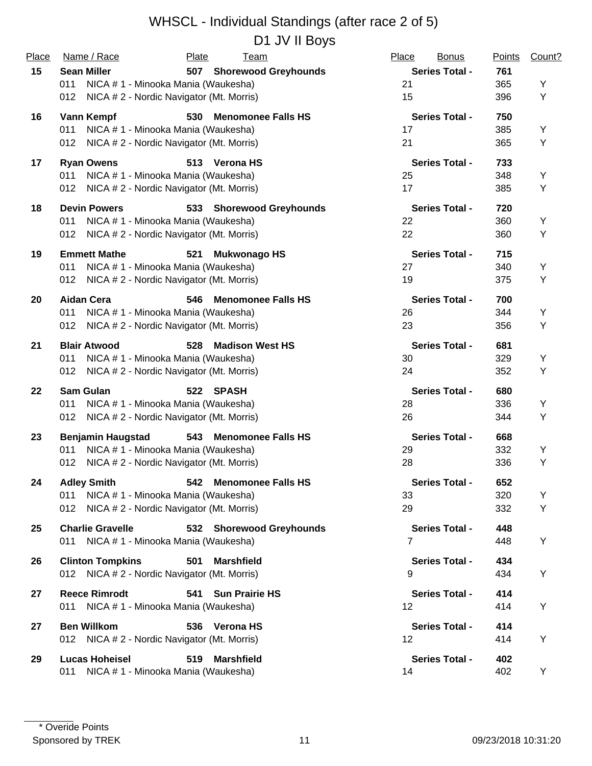# WHSCL - Individual Standings (after race 2 of 5)

## D1 JV II Boys

| Place | Name / Race | Plate | Team | Place | Bonus | Points | Count? |
|---|---|---|---|---|---|---|---|
| **15** | **Sean Miller** | **507** | **Shorewood Greyhounds** | | **Series Total -** | **761** | |
| | 011 NICA # 1 - Minooka Mania (Waukesha) | | | 21 | | 365 | Y |
| | 012 NICA # 2 - Nordic Navigator (Mt. Morris) | | | 15 | | 396 | Y |
| **16** | **Vann Kempf** | **530** | **Menomonee Falls HS** | | **Series Total -** | **750** | |
| | 011 NICA # 1 - Minooka Mania (Waukesha) | | | 17 | | 385 | Y |
| | 012 NICA # 2 - Nordic Navigator (Mt. Morris) | | | 21 | | 365 | Y |
| **17** | **Ryan Owens** | **513** | **Verona HS** | | **Series Total -** | **733** | |
| | 011 NICA # 1 - Minooka Mania (Waukesha) | | | 25 | | 348 | Y |
| | 012 NICA # 2 - Nordic Navigator (Mt. Morris) | | | 17 | | 385 | Y |
| **18** | **Devin Powers** | **533** | **Shorewood Greyhounds** | | **Series Total -** | **720** | |
| | 011 NICA # 1 - Minooka Mania (Waukesha) | | | 22 | | 360 | Y |
| | 012 NICA # 2 - Nordic Navigator (Mt. Morris) | | | 22 | | 360 | Y |
| **19** | **Emmett Mathe** | **521** | **Mukwonago HS** | | **Series Total -** | **715** | |
| | 011 NICA # 1 - Minooka Mania (Waukesha) | | | 27 | | 340 | Y |
| | 012 NICA # 2 - Nordic Navigator (Mt. Morris) | | | 19 | | 375 | Y |
| **20** | **Aidan Cera** | **546** | **Menomonee Falls HS** | | **Series Total -** | **700** | |
| | 011 NICA # 1 - Minooka Mania (Waukesha) | | | 26 | | 344 | Y |
| | 012 NICA # 2 - Nordic Navigator (Mt. Morris) | | | 23 | | 356 | Y |
| **21** | **Blair Atwood** | **528** | **Madison West HS** | | **Series Total -** | **681** | |
| | 011 NICA # 1 - Minooka Mania (Waukesha) | | | 30 | | 329 | Y |
| | 012 NICA # 2 - Nordic Navigator (Mt. Morris) | | | 24 | | 352 | Y |
| **22** | **Sam Gulan** | **522** | **SPASH** | | **Series Total -** | **680** | |
| | 011 NICA # 1 - Minooka Mania (Waukesha) | | | 28 | | 336 | Y |
| | 012 NICA # 2 - Nordic Navigator (Mt. Morris) | | | 26 | | 344 | Y |
| **23** | **Benjamin Haugstad** | **543** | **Menomonee Falls HS** | | **Series Total -** | **668** | |
| | 011 NICA # 1 - Minooka Mania (Waukesha) | | | 29 | | 332 | Y |
| | 012 NICA # 2 - Nordic Navigator (Mt. Morris) | | | 28 | | 336 | Y |
| **24** | **Adley Smith** | **542** | **Menomonee Falls HS** | | **Series Total -** | **652** | |
| | 011 NICA # 1 - Minooka Mania (Waukesha) | | | 33 | | 320 | Y |
| | 012 NICA # 2 - Nordic Navigator (Mt. Morris) | | | 29 | | 332 | Y |
| **25** | **Charlie Gravelle** | **532** | **Shorewood Greyhounds** | | **Series Total -** | **448** | |
| | 011 NICA # 1 - Minooka Mania (Waukesha) | | | 7 | | 448 | Y |
| **26** | **Clinton Tompkins** | **501** | **Marshfield** | | **Series Total -** | **434** | |
| | 012 NICA # 2 - Nordic Navigator (Mt. Morris) | | | 9 | | 434 | Y |
| **27** | **Reece Rimrodt** | **541** | **Sun Prairie HS** | | **Series Total -** | **414** | |
| | 011 NICA # 1 - Minooka Mania (Waukesha) | | | 12 | | 414 | Y |
| **27** | **Ben Willkom** | **536** | **Verona HS** | | **Series Total -** | **414** | |
| | 012 NICA # 2 - Nordic Navigator (Mt. Morris) | | | 12 | | 414 | Y |
| **29** | **Lucas Hoheisel** | **519** | **Marshfield** | | **Series Total -** | **402** | |
| | 011 NICA # 1 - Minooka Mania (Waukesha) | | | 14 | | 402 | Y |

\* Overide Points

Sponsored by TREK

09/23/2018 10:31:20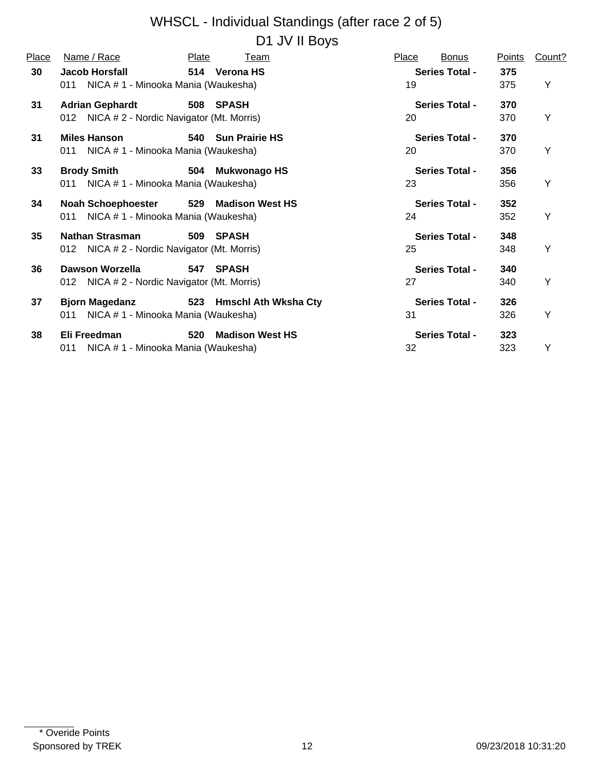# WHSCL - Individual Standings (after race 2 of 5)

## D1 JV II Boys

| Place | Name / Race | Plate | Team | Place | Bonus | Points | Count? |
|---|---|---|---|---|---|---|---|
| **30** | **Jacob Horsfall** | **514** | **Verona HS** | | **Series Total -** | **375** | |
| | 011 NICA # 1 - Minooka Mania (Waukesha) | | | 19 | | 375 | Y |
| **31** | **Adrian Gephardt** | **508** | **SPASH** | | **Series Total -** | **370** | |
| | 012 NICA # 2 - Nordic Navigator (Mt. Morris) | | | 20 | | 370 | Y |
| **31** | **Miles Hanson** | **540** | **Sun Prairie HS** | | **Series Total -** | **370** | |
| | 011 NICA # 1 - Minooka Mania (Waukesha) | | | 20 | | 370 | Y |
| **33** | **Brody Smith** | **504** | **Mukwonago HS** | | **Series Total -** | **356** | |
| | 011 NICA # 1 - Minooka Mania (Waukesha) | | | 23 | | 356 | Y |
| **34** | **Noah Schoephoester** | **529** | **Madison West HS** | | **Series Total -** | **352** | |
| | 011 NICA # 1 - Minooka Mania (Waukesha) | | | 24 | | 352 | Y |
| **35** | **Nathan Strasman** | **509** | **SPASH** | | **Series Total -** | **348** | |
| | 012 NICA # 2 - Nordic Navigator (Mt. Morris) | | | 25 | | 348 | Y |
| **36** | **Dawson Worzella** | **547** | **SPASH** | | **Series Total -** | **340** | |
| | 012 NICA # 2 - Nordic Navigator (Mt. Morris) | | | 27 | | 340 | Y |
| **37** | **Bjorn Magedanz** | **523** | **Hmschl Ath Wksha Cty** | | **Series Total -** | **326** | |
| | 011 NICA # 1 - Minooka Mania (Waukesha) | | | 31 | | 326 | Y |
| **38** | **Eli Freedman** | **520** | **Madison West HS** | | **Series Total -** | **323** | |
| | 011 NICA # 1 - Minooka Mania (Waukesha) | | | 32 | | 323 | Y |

* Overide Points

Sponsored by TREK

09/23/2018 10:31:20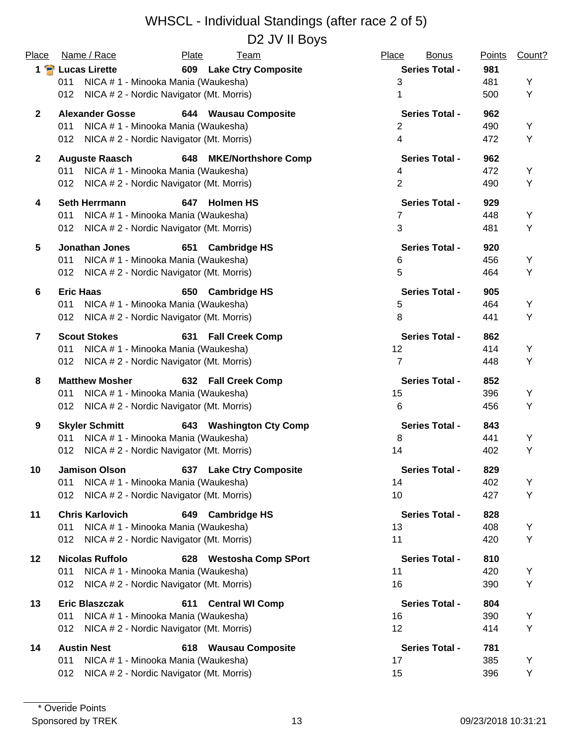# WHSCL - Individual Standings (after race 2 of 5)

## D2 JV II Boys

| Place | Name / Race | Plate | Team | Place | Bonus | Points | Count? |
|---|---|---|---|---|---|---|---|
| **1** | **Lucas Lirette** | **609** | **Lake Ctry Composite** | | **Series Total -** | **981** | |
| | 011 NICA # 1 - Minooka Mania (Waukesha) | | | 3 | | 481 | Y |
| | 012 NICA # 2 - Nordic Navigator (Mt. Morris) | | | 1 | | 500 | Y |
| **2** | **Alexander Gosse** | **644** | **Wausau Composite** | | **Series Total -** | **962** | |
| | 011 NICA # 1 - Minooka Mania (Waukesha) | | | 2 | | 490 | Y |
| | 012 NICA # 2 - Nordic Navigator (Mt. Morris) | | | 4 | | 472 | Y |
| **2** | **Auguste Raasch** | **648** | **MKE/Northshore Comp** | | **Series Total -** | **962** | |
| | 011 NICA # 1 - Minooka Mania (Waukesha) | | | 4 | | 472 | Y |
| | 012 NICA # 2 - Nordic Navigator (Mt. Morris) | | | 2 | | 490 | Y |
| **4** | **Seth Herrmann** | **647** | **Holmen HS** | | **Series Total -** | **929** | |
| | 011 NICA # 1 - Minooka Mania (Waukesha) | | | 7 | | 448 | Y |
| | 012 NICA # 2 - Nordic Navigator (Mt. Morris) | | | 3 | | 481 | Y |
| **5** | **Jonathan Jones** | **651** | **Cambridge HS** | | **Series Total -** | **920** | |
| | 011 NICA # 1 - Minooka Mania (Waukesha) | | | 6 | | 456 | Y |
| | 012 NICA # 2 - Nordic Navigator (Mt. Morris) | | | 5 | | 464 | Y |
| **6** | **Eric Haas** | **650** | **Cambridge HS** | | **Series Total -** | **905** | |
| | 011 NICA # 1 - Minooka Mania (Waukesha) | | | 5 | | 464 | Y |
| | 012 NICA # 2 - Nordic Navigator (Mt. Morris) | | | 8 | | 441 | Y |
| **7** | **Scout Stokes** | **631** | **Fall Creek Comp** | | **Series Total -** | **862** | |
| | 011 NICA # 1 - Minooka Mania (Waukesha) | | | 12 | | 414 | Y |
| | 012 NICA # 2 - Nordic Navigator (Mt. Morris) | | | 7 | | 448 | Y |
| **8** | **Matthew Mosher** | **632** | **Fall Creek Comp** | | **Series Total -** | **852** | |
| | 011 NICA # 1 - Minooka Mania (Waukesha) | | | 15 | | 396 | Y |
| | 012 NICA # 2 - Nordic Navigator (Mt. Morris) | | | 6 | | 456 | Y |
| **9** | **Skyler Schmitt** | **643** | **Washington Cty Comp** | | **Series Total -** | **843** | |
| | 011 NICA # 1 - Minooka Mania (Waukesha) | | | 8 | | 441 | Y |
| | 012 NICA # 2 - Nordic Navigator (Mt. Morris) | | | 14 | | 402 | Y |
| **10** | **Jamison Olson** | **637** | **Lake Ctry Composite** | | **Series Total -** | **829** | |
| | 011 NICA # 1 - Minooka Mania (Waukesha) | | | 14 | | 402 | Y |
| | 012 NICA # 2 - Nordic Navigator (Mt. Morris) | | | 10 | | 427 | Y |
| **11** | **Chris Karlovich** | **649** | **Cambridge HS** | | **Series Total -** | **828** | |
| | 011 NICA # 1 - Minooka Mania (Waukesha) | | | 13 | | 408 | Y |
| | 012 NICA # 2 - Nordic Navigator (Mt. Morris) | | | 11 | | 420 | Y |
| **12** | **Nicolas Ruffolo** | **628** | **Westosha Comp SPort** | | **Series Total -** | **810** | |
| | 011 NICA # 1 - Minooka Mania (Waukesha) | | | 11 | | 420 | Y |
| | 012 NICA # 2 - Nordic Navigator (Mt. Morris) | | | 16 | | 390 | Y |
| **13** | **Eric Blaszczak** | **611** | **Central WI Comp** | | **Series Total -** | **804** | |
| | 011 NICA # 1 - Minooka Mania (Waukesha) | | | 16 | | 390 | Y |
| | 012 NICA # 2 - Nordic Navigator (Mt. Morris) | | | 12 | | 414 | Y |
| **14** | **Austin Nest** | **618** | **Wausau Composite** | | **Series Total -** | **781** | |
| | 011 NICA # 1 - Minooka Mania (Waukesha) | | | 17 | | 385 | Y |
| | 012 NICA # 2 - Nordic Navigator (Mt. Morris) | | | 15 | | 396 | Y |

\* Overide Points

Sponsored by TREK

09/23/2018 10:31:21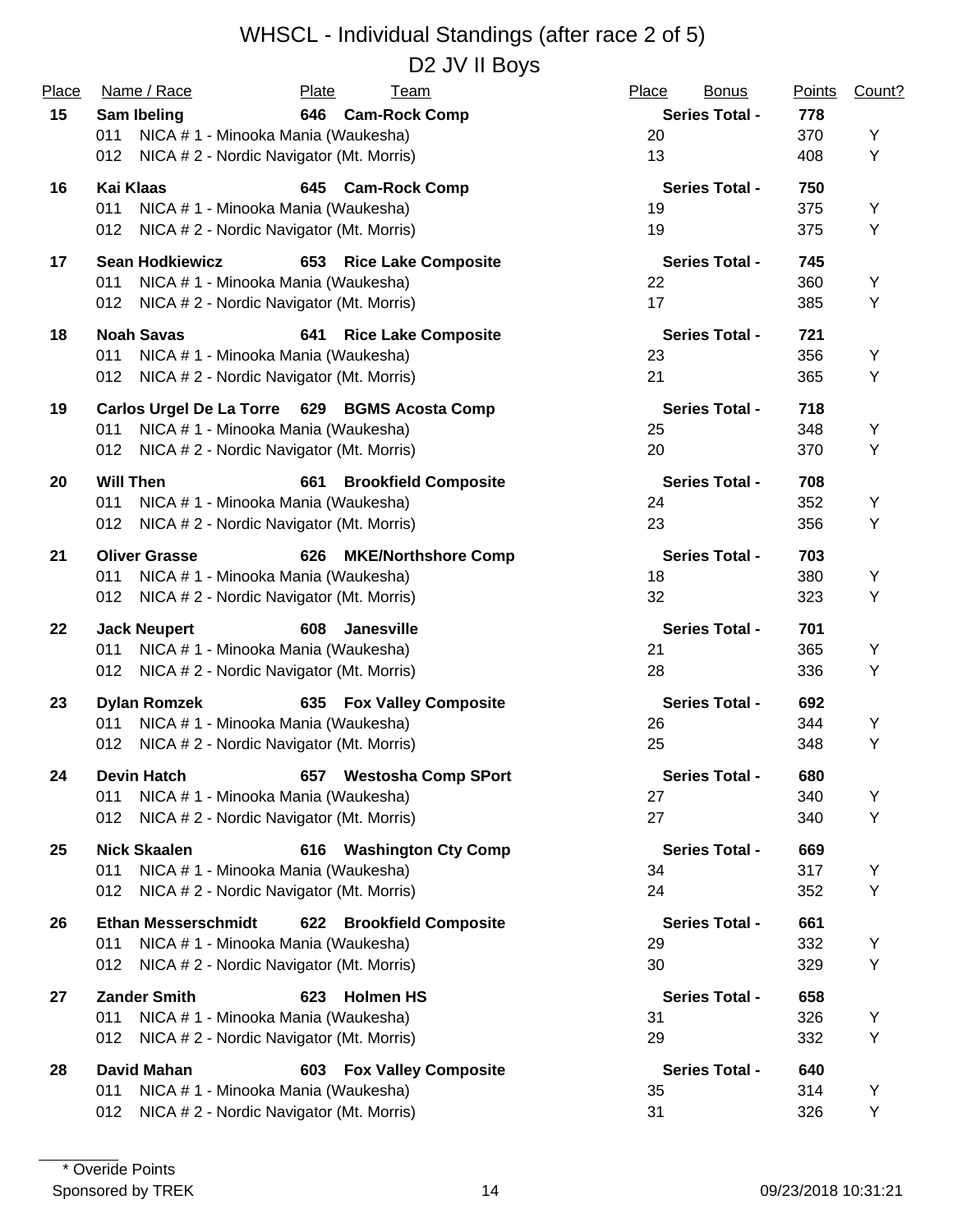# WHSCL - Individual Standings (after race 2 of 5)

## D2 JV II Boys

| Place | Name / Race | Plate | Team | Place | Bonus | Points | Count? |
|---|---|---|---|---|---|---|---|
| **15** | **Sam Ibeling** | **646** | **Cam-Rock Comp** | | **Series Total -** | **778** | |
| | 011 NICA # 1 - Minooka Mania (Waukesha) | | | 20 | | 370 | Y |
| | 012 NICA # 2 - Nordic Navigator (Mt. Morris) | | | 13 | | 408 | Y |
| **16** | **Kai Klaas** | **645** | **Cam-Rock Comp** | | **Series Total -** | **750** | |
| | 011 NICA # 1 - Minooka Mania (Waukesha) | | | 19 | | 375 | Y |
| | 012 NICA # 2 - Nordic Navigator (Mt. Morris) | | | 19 | | 375 | Y |
| **17** | **Sean Hodkiewicz** | **653** | **Rice Lake Composite** | | **Series Total -** | **745** | |
| | 011 NICA # 1 - Minooka Mania (Waukesha) | | | 22 | | 360 | Y |
| | 012 NICA # 2 - Nordic Navigator (Mt. Morris) | | | 17 | | 385 | Y |
| **18** | **Noah Savas** | **641** | **Rice Lake Composite** | | **Series Total -** | **721** | |
| | 011 NICA # 1 - Minooka Mania (Waukesha) | | | 23 | | 356 | Y |
| | 012 NICA # 2 - Nordic Navigator (Mt. Morris) | | | 21 | | 365 | Y |
| **19** | **Carlos Urgel De La Torre** | **629** | **BGMS Acosta Comp** | | **Series Total -** | **718** | |
| | 011 NICA # 1 - Minooka Mania (Waukesha) | | | 25 | | 348 | Y |
| | 012 NICA # 2 - Nordic Navigator (Mt. Morris) | | | 20 | | 370 | Y |
| **20** | **Will Then** | **661** | **Brookfield Composite** | | **Series Total -** | **708** | |
| | 011 NICA # 1 - Minooka Mania (Waukesha) | | | 24 | | 352 | Y |
| | 012 NICA # 2 - Nordic Navigator (Mt. Morris) | | | 23 | | 356 | Y |
| **21** | **Oliver Grasse** | **626** | **MKE/Northshore Comp** | | **Series Total -** | **703** | |
| | 011 NICA # 1 - Minooka Mania (Waukesha) | | | 18 | | 380 | Y |
| | 012 NICA # 2 - Nordic Navigator (Mt. Morris) | | | 32 | | 323 | Y |
| **22** | **Jack Neupert** | **608** | **Janesville** | | **Series Total -** | **701** | |
| | 011 NICA # 1 - Minooka Mania (Waukesha) | | | 21 | | 365 | Y |
| | 012 NICA # 2 - Nordic Navigator (Mt. Morris) | | | 28 | | 336 | Y |
| **23** | **Dylan Romzek** | **635** | **Fox Valley Composite** | | **Series Total -** | **692** | |
| | 011 NICA # 1 - Minooka Mania (Waukesha) | | | 26 | | 344 | Y |
| | 012 NICA # 2 - Nordic Navigator (Mt. Morris) | | | 25 | | 348 | Y |
| **24** | **Devin Hatch** | **657** | **Westosha Comp SPort** | | **Series Total -** | **680** | |
| | 011 NICA # 1 - Minooka Mania (Waukesha) | | | 27 | | 340 | Y |
| | 012 NICA # 2 - Nordic Navigator (Mt. Morris) | | | 27 | | 340 | Y |
| **25** | **Nick Skaalen** | **616** | **Washington Cty Comp** | | **Series Total -** | **669** | |
| | 011 NICA # 1 - Minooka Mania (Waukesha) | | | 34 | | 317 | Y |
| | 012 NICA # 2 - Nordic Navigator (Mt. Morris) | | | 24 | | 352 | Y |
| **26** | **Ethan Messerschmidt** | **622** | **Brookfield Composite** | | **Series Total -** | **661** | |
| | 011 NICA # 1 - Minooka Mania (Waukesha) | | | 29 | | 332 | Y |
| | 012 NICA # 2 - Nordic Navigator (Mt. Morris) | | | 30 | | 329 | Y |
| **27** | **Zander Smith** | **623** | **Holmen HS** | | **Series Total -** | **658** | |
| | 011 NICA # 1 - Minooka Mania (Waukesha) | | | 31 | | 326 | Y |
| | 012 NICA # 2 - Nordic Navigator (Mt. Morris) | | | 29 | | 332 | Y |
| **28** | **David Mahan** | **603** | **Fox Valley Composite** | | **Series Total -** | **640** | |
| | 011 NICA # 1 - Minooka Mania (Waukesha) | | | 35 | | 314 | Y |
| | 012 NICA # 2 - Nordic Navigator (Mt. Morris) | | | 31 | | 326 | Y |

\* Overide Points

Sponsored by TREK

09/23/2018 10:31:21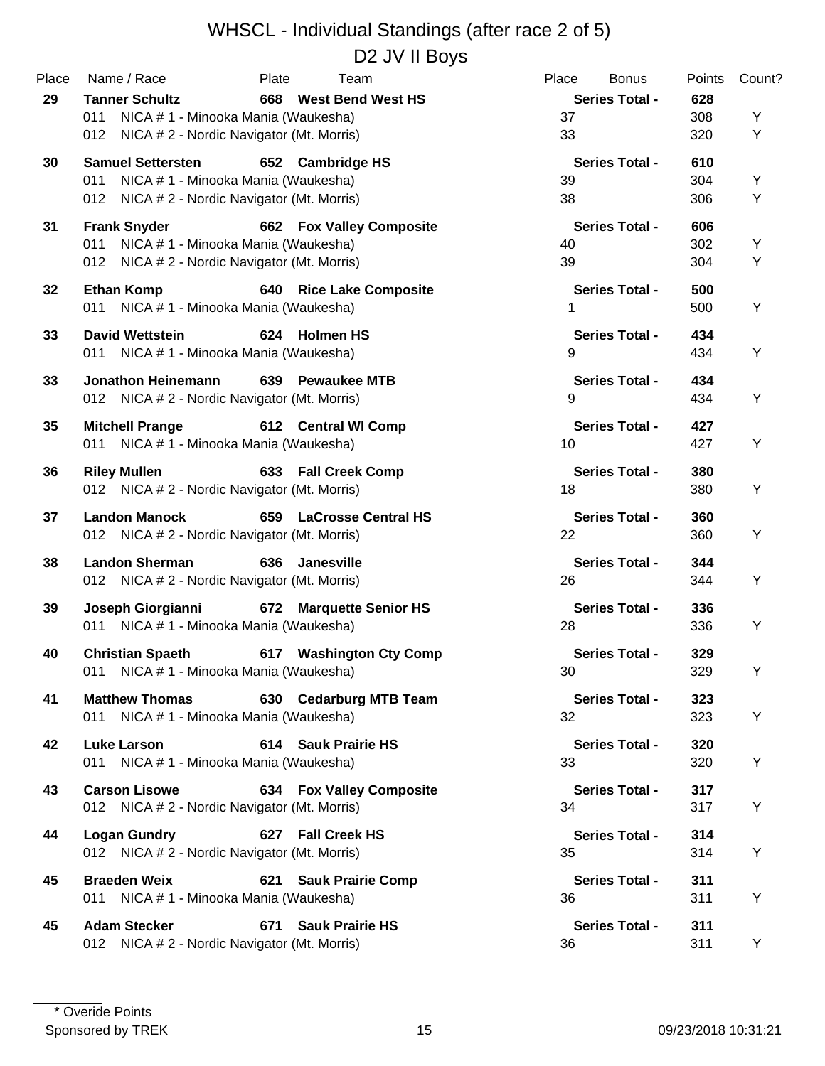# WHSCL - Individual Standings (after race 2 of 5)

## D2 JV II Boys

| Place | Name / Race | Plate | Team | Place | Bonus | Points | Count? |
|---|---|---|---|---|---|---|---|
| **29** | **Tanner Schultz** | **668** | **West Bend West HS** | | **Series Total -** | **628** | |
| | 011 NICA # 1 - Minooka Mania (Waukesha) | | | 37 | | 308 | Y |
| | 012 NICA # 2 - Nordic Navigator (Mt. Morris) | | | 33 | | 320 | Y |
| **30** | **Samuel Settersten** | **652** | **Cambridge HS** | | **Series Total -** | **610** | |
| | 011 NICA # 1 - Minooka Mania (Waukesha) | | | 39 | | 304 | Y |
| | 012 NICA # 2 - Nordic Navigator (Mt. Morris) | | | 38 | | 306 | Y |
| **31** | **Frank Snyder** | **662** | **Fox Valley Composite** | | **Series Total -** | **606** | |
| | 011 NICA # 1 - Minooka Mania (Waukesha) | | | 40 | | 302 | Y |
| | 012 NICA # 2 - Nordic Navigator (Mt. Morris) | | | 39 | | 304 | Y |
| **32** | **Ethan Komp** | **640** | **Rice Lake Composite** | | **Series Total -** | **500** | |
| | 011 NICA # 1 - Minooka Mania (Waukesha) | | | 1 | | 500 | Y |
| **33** | **David Wettstein** | **624** | **Holmen HS** | | **Series Total -** | **434** | |
| | 011 NICA # 1 - Minooka Mania (Waukesha) | | | 9 | | 434 | Y |
| **33** | **Jonathon Heinemann** | **639** | **Pewaukee MTB** | | **Series Total -** | **434** | |
| | 012 NICA # 2 - Nordic Navigator (Mt. Morris) | | | 9 | | 434 | Y |
| **35** | **Mitchell Prange** | **612** | **Central WI Comp** | | **Series Total -** | **427** | |
| | 011 NICA # 1 - Minooka Mania (Waukesha) | | | 10 | | 427 | Y |
| **36** | **Riley Mullen** | **633** | **Fall Creek Comp** | | **Series Total -** | **380** | |
| | 012 NICA # 2 - Nordic Navigator (Mt. Morris) | | | 18 | | 380 | Y |
| **37** | **Landon Manock** | **659** | **LaCrosse Central HS** | | **Series Total -** | **360** | |
| | 012 NICA # 2 - Nordic Navigator (Mt. Morris) | | | 22 | | 360 | Y |
| **38** | **Landon Sherman** | **636** | **Janesville** | | **Series Total -** | **344** | |
| | 012 NICA # 2 - Nordic Navigator (Mt. Morris) | | | 26 | | 344 | Y |
| **39** | **Joseph Giorgianni** | **672** | **Marquette Senior HS** | | **Series Total -** | **336** | |
| | 011 NICA # 1 - Minooka Mania (Waukesha) | | | 28 | | 336 | Y |
| **40** | **Christian Spaeth** | **617** | **Washington Cty Comp** | | **Series Total -** | **329** | |
| | 011 NICA # 1 - Minooka Mania (Waukesha) | | | 30 | | 329 | Y |
| **41** | **Matthew Thomas** | **630** | **Cedarburg MTB Team** | | **Series Total -** | **323** | |
| | 011 NICA # 1 - Minooka Mania (Waukesha) | | | 32 | | 323 | Y |
| **42** | **Luke Larson** | **614** | **Sauk Prairie HS** | | **Series Total -** | **320** | |
| | 011 NICA # 1 - Minooka Mania (Waukesha) | | | 33 | | 320 | Y |
| **43** | **Carson Lisowe** | **634** | **Fox Valley Composite** | | **Series Total -** | **317** | |
| | 012 NICA # 2 - Nordic Navigator (Mt. Morris) | | | 34 | | 317 | Y |
| **44** | **Logan Gundry** | **627** | **Fall Creek HS** | | **Series Total -** | **314** | |
| | 012 NICA # 2 - Nordic Navigator (Mt. Morris) | | | 35 | | 314 | Y |
| **45** | **Braeden Weix** | **621** | **Sauk Prairie Comp** | | **Series Total -** | **311** | |
| | 011 NICA # 1 - Minooka Mania (Waukesha) | | | 36 | | 311 | Y |
| **45** | **Adam Stecker** | **671** | **Sauk Prairie HS** | | **Series Total -** | **311** | |
| | 012 NICA # 2 - Nordic Navigator (Mt. Morris) | | | 36 | | 311 | Y |

* Overide Points

Sponsored by TREK

09/23/2018 10:31:21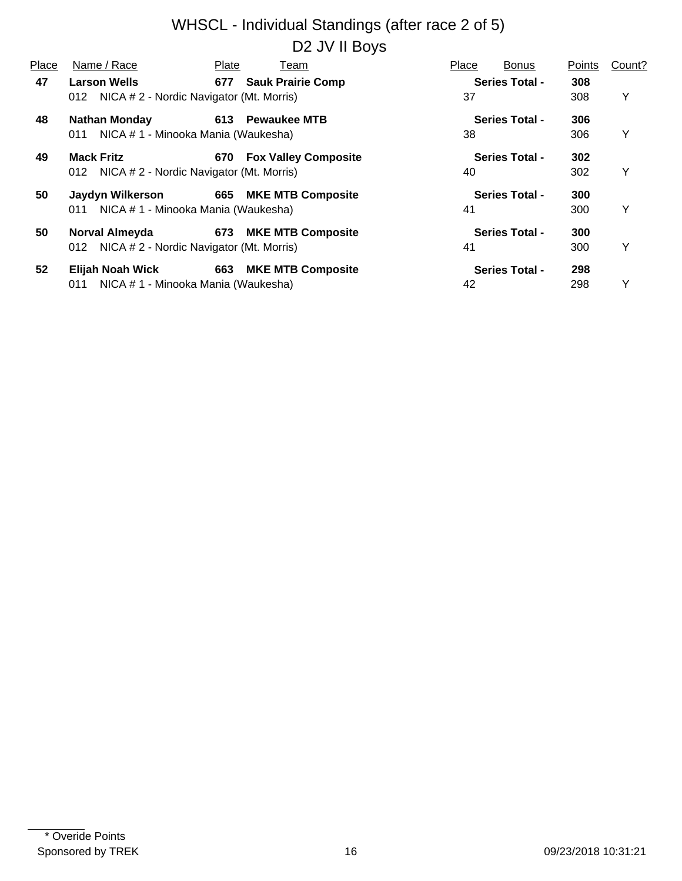# WHSCL - Individual Standings (after race 2 of 5)

## D2 JV II Boys

| Place | Name / Race | Plate | Team | Place | Bonus | Points | Count? |
|---|---|---|---|---|---|---|---|
| **47** | **Larson Wells** | **677** | **Sauk Prairie Comp** | | **Series Total -** | **308** | |
| | 012 NICA # 2 - Nordic Navigator (Mt. Morris) | | | 37 | | 308 | Y |
| **48** | **Nathan Monday** | **613** | **Pewaukee MTB** | | **Series Total -** | **306** | |
| | 011 NICA # 1 - Minooka Mania (Waukesha) | | | 38 | | 306 | Y |
| **49** | **Mack Fritz** | **670** | **Fox Valley Composite** | | **Series Total -** | **302** | |
| | 012 NICA # 2 - Nordic Navigator (Mt. Morris) | | | 40 | | 302 | Y |
| **50** | **Jaydyn Wilkerson** | **665** | **MKE MTB Composite** | | **Series Total -** | **300** | |
| | 011 NICA # 1 - Minooka Mania (Waukesha) | | | 41 | | 300 | Y |
| **50** | **Norval Almeyda** | **673** | **MKE MTB Composite** | | **Series Total -** | **300** | |
| | 012 NICA # 2 - Nordic Navigator (Mt. Morris) | | | 41 | | 300 | Y |
| **52** | **Elijah Noah Wick** | **663** | **MKE MTB Composite** | | **Series Total -** | **298** | |
| | 011 NICA # 1 - Minooka Mania (Waukesha) | | | 42 | | 298 | Y |

\* Overide Points

Sponsored by TREK 09/23/2018 10:31:21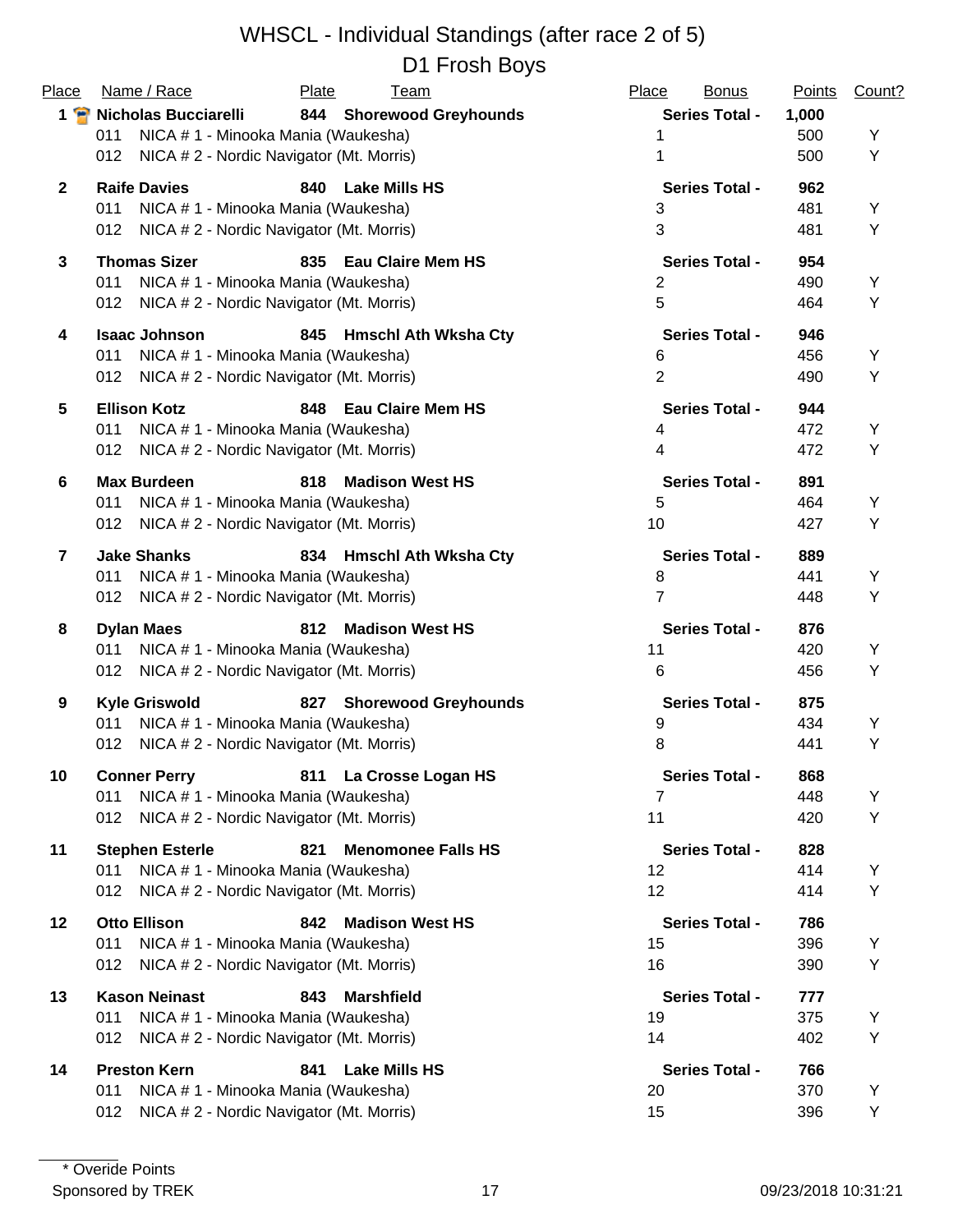# WHSCL - Individual Standings (after race 2 of 5)

## D1 Frosh Boys

| Place | Name / Race | Plate | Team | Place | Bonus | Points | Count? |
|---|---|---|---|---|---|---|---|
| **1** | **Nicholas Bucciarelli** | **844** | **Shorewood Greyhounds** | | **Series Total -** | **1,000** | |
| | 011 NICA # 1 - Minooka Mania (Waukesha) | | | 1 | | 500 | Y |
| | 012 NICA # 2 - Nordic Navigator (Mt. Morris) | | | 1 | | 500 | Y |
| **2** | **Raife Davies** | **840** | **Lake Mills HS** | | **Series Total -** | **962** | |
| | 011 NICA # 1 - Minooka Mania (Waukesha) | | | 3 | | 481 | Y |
| | 012 NICA # 2 - Nordic Navigator (Mt. Morris) | | | 3 | | 481 | Y |
| **3** | **Thomas Sizer** | **835** | **Eau Claire Mem HS** | | **Series Total -** | **954** | |
| | 011 NICA # 1 - Minooka Mania (Waukesha) | | | 2 | | 490 | Y |
| | 012 NICA # 2 - Nordic Navigator (Mt. Morris) | | | 5 | | 464 | Y |
| **4** | **Isaac Johnson** | **845** | **Hmschl Ath Wksha Cty** | | **Series Total -** | **946** | |
| | 011 NICA # 1 - Minooka Mania (Waukesha) | | | 6 | | 456 | Y |
| | 012 NICA # 2 - Nordic Navigator (Mt. Morris) | | | 2 | | 490 | Y |
| **5** | **Ellison Kotz** | **848** | **Eau Claire Mem HS** | | **Series Total -** | **944** | |
| | 011 NICA # 1 - Minooka Mania (Waukesha) | | | 4 | | 472 | Y |
| | 012 NICA # 2 - Nordic Navigator (Mt. Morris) | | | 4 | | 472 | Y |
| **6** | **Max Burdeen** | **818** | **Madison West HS** | | **Series Total -** | **891** | |
| | 011 NICA # 1 - Minooka Mania (Waukesha) | | | 5 | | 464 | Y |
| | 012 NICA # 2 - Nordic Navigator (Mt. Morris) | | | 10 | | 427 | Y |
| **7** | **Jake Shanks** | **834** | **Hmschl Ath Wksha Cty** | | **Series Total -** | **889** | |
| | 011 NICA # 1 - Minooka Mania (Waukesha) | | | 8 | | 441 | Y |
| | 012 NICA # 2 - Nordic Navigator (Mt. Morris) | | | 7 | | 448 | Y |
| **8** | **Dylan Maes** | **812** | **Madison West HS** | | **Series Total -** | **876** | |
| | 011 NICA # 1 - Minooka Mania (Waukesha) | | | 11 | | 420 | Y |
| | 012 NICA # 2 - Nordic Navigator (Mt. Morris) | | | 6 | | 456 | Y |
| **9** | **Kyle Griswold** | **827** | **Shorewood Greyhounds** | | **Series Total -** | **875** | |
| | 011 NICA # 1 - Minooka Mania (Waukesha) | | | 9 | | 434 | Y |
| | 012 NICA # 2 - Nordic Navigator (Mt. Morris) | | | 8 | | 441 | Y |
| **10** | **Conner Perry** | **811** | **La Crosse Logan HS** | | **Series Total -** | **868** | |
| | 011 NICA # 1 - Minooka Mania (Waukesha) | | | 7 | | 448 | Y |
| | 012 NICA # 2 - Nordic Navigator (Mt. Morris) | | | 11 | | 420 | Y |
| **11** | **Stephen Esterle** | **821** | **Menomonee Falls HS** | | **Series Total -** | **828** | |
| | 011 NICA # 1 - Minooka Mania (Waukesha) | | | 12 | | 414 | Y |
| | 012 NICA # 2 - Nordic Navigator (Mt. Morris) | | | 12 | | 414 | Y |
| **12** | **Otto Ellison** | **842** | **Madison West HS** | | **Series Total -** | **786** | |
| | 011 NICA # 1 - Minooka Mania (Waukesha) | | | 15 | | 396 | Y |
| | 012 NICA # 2 - Nordic Navigator (Mt. Morris) | | | 16 | | 390 | Y |
| **13** | **Kason Neinast** | **843** | **Marshfield** | | **Series Total -** | **777** | |
| | 011 NICA # 1 - Minooka Mania (Waukesha) | | | 19 | | 375 | Y |
| | 012 NICA # 2 - Nordic Navigator (Mt. Morris) | | | 14 | | 402 | Y |
| **14** | **Preston Kern** | **841** | **Lake Mills HS** | | **Series Total -** | **766** | |
| | 011 NICA # 1 - Minooka Mania (Waukesha) | | | 20 | | 370 | Y |
| | 012 NICA # 2 - Nordic Navigator (Mt. Morris) | | | 15 | | 396 | Y |

\* Overide Points

Sponsored by TREK

09/23/2018 10:31:21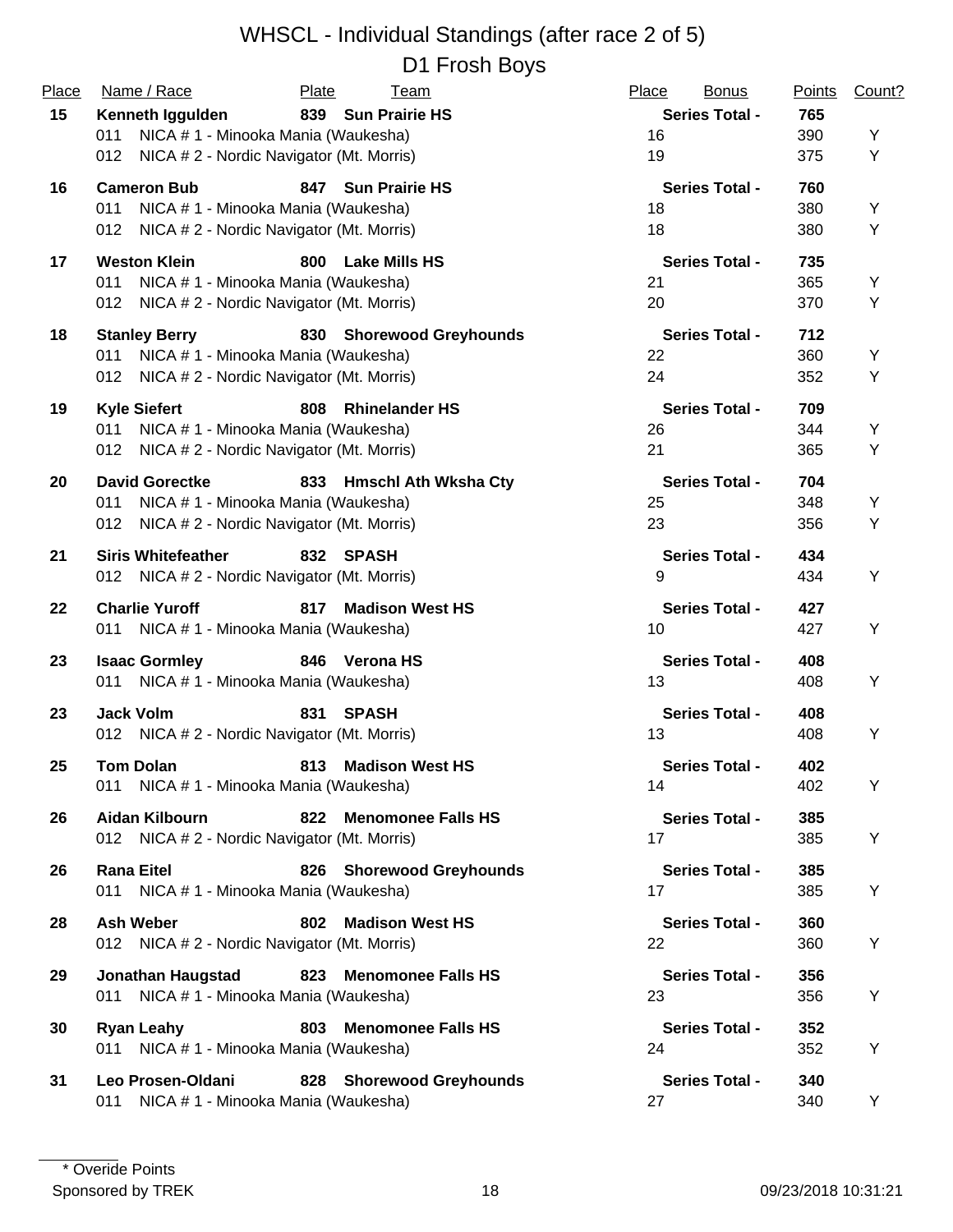# WHSCL - Individual Standings (after race 2 of 5)

## D1 Frosh Boys

| Place | Name / Race | Plate | Team | Place | Bonus | Points | Count? |
|---|---|---|---|---|---|---|---|
| **15** | **Kenneth Iggulden** | **839** | **Sun Prairie HS** | | **Series Total -** | **765** | |
| | 011 NICA # 1 - Minooka Mania (Waukesha) | | | 16 | | 390 | Y |
| | 012 NICA # 2 - Nordic Navigator (Mt. Morris) | | | 19 | | 375 | Y |
| **16** | **Cameron Bub** | **847** | **Sun Prairie HS** | | **Series Total -** | **760** | |
| | 011 NICA # 1 - Minooka Mania (Waukesha) | | | 18 | | 380 | Y |
| | 012 NICA # 2 - Nordic Navigator (Mt. Morris) | | | 18 | | 380 | Y |
| **17** | **Weston Klein** | **800** | **Lake Mills HS** | | **Series Total -** | **735** | |
| | 011 NICA # 1 - Minooka Mania (Waukesha) | | | 21 | | 365 | Y |
| | 012 NICA # 2 - Nordic Navigator (Mt. Morris) | | | 20 | | 370 | Y |
| **18** | **Stanley Berry** | **830** | **Shorewood Greyhounds** | | **Series Total -** | **712** | |
| | 011 NICA # 1 - Minooka Mania (Waukesha) | | | 22 | | 360 | Y |
| | 012 NICA # 2 - Nordic Navigator (Mt. Morris) | | | 24 | | 352 | Y |
| **19** | **Kyle Siefert** | **808** | **Rhinelander HS** | | **Series Total -** | **709** | |
| | 011 NICA # 1 - Minooka Mania (Waukesha) | | | 26 | | 344 | Y |
| | 012 NICA # 2 - Nordic Navigator (Mt. Morris) | | | 21 | | 365 | Y |
| **20** | **David Gorectke** | **833** | **Hmschl Ath Wksha Cty** | | **Series Total -** | **704** | |
| | 011 NICA # 1 - Minooka Mania (Waukesha) | | | 25 | | 348 | Y |
| | 012 NICA # 2 - Nordic Navigator (Mt. Morris) | | | 23 | | 356 | Y |
| **21** | **Siris Whitefeather** | **832** | **SPASH** | | **Series Total -** | **434** | |
| | 012 NICA # 2 - Nordic Navigator (Mt. Morris) | | | 9 | | 434 | Y |
| **22** | **Charlie Yuroff** | **817** | **Madison West HS** | | **Series Total -** | **427** | |
| | 011 NICA # 1 - Minooka Mania (Waukesha) | | | 10 | | 427 | Y |
| **23** | **Isaac Gormley** | **846** | **Verona HS** | | **Series Total -** | **408** | |
| | 011 NICA # 1 - Minooka Mania (Waukesha) | | | 13 | | 408 | Y |
| **23** | **Jack Volm** | **831** | **SPASH** | | **Series Total -** | **408** | |
| | 012 NICA # 2 - Nordic Navigator (Mt. Morris) | | | 13 | | 408 | Y |
| **25** | **Tom Dolan** | **813** | **Madison West HS** | | **Series Total -** | **402** | |
| | 011 NICA # 1 - Minooka Mania (Waukesha) | | | 14 | | 402 | Y |
| **26** | **Aidan Kilbourn** | **822** | **Menomonee Falls HS** | | **Series Total -** | **385** | |
| | 012 NICA # 2 - Nordic Navigator (Mt. Morris) | | | 17 | | 385 | Y |
| **26** | **Rana Eitel** | **826** | **Shorewood Greyhounds** | | **Series Total -** | **385** | |
| | 011 NICA # 1 - Minooka Mania (Waukesha) | | | 17 | | 385 | Y |
| **28** | **Ash Weber** | **802** | **Madison West HS** | | **Series Total -** | **360** | |
| | 012 NICA # 2 - Nordic Navigator (Mt. Morris) | | | 22 | | 360 | Y |
| **29** | **Jonathan Haugstad** | **823** | **Menomonee Falls HS** | | **Series Total -** | **356** | |
| | 011 NICA # 1 - Minooka Mania (Waukesha) | | | 23 | | 356 | Y |
| **30** | **Ryan Leahy** | **803** | **Menomonee Falls HS** | | **Series Total -** | **352** | |
| | 011 NICA # 1 - Minooka Mania (Waukesha) | | | 24 | | 352 | Y |
| **31** | **Leo Prosen-Oldani** | **828** | **Shorewood Greyhounds** | | **Series Total -** | **340** | |
| | 011 NICA # 1 - Minooka Mania (Waukesha) | | | 27 | | 340 | Y |

\* Overide Points

Sponsored by TREK

09/23/2018 10:31:21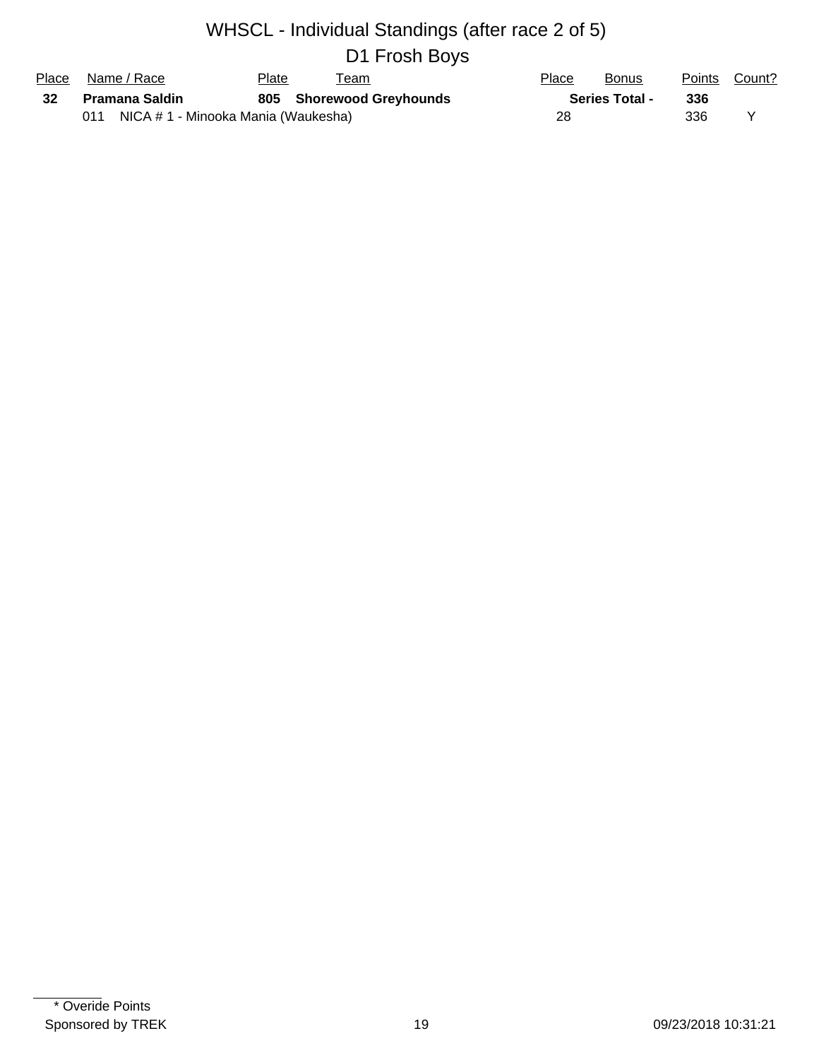# WHSCL - Individual Standings (after race 2 of 5)

## D1 Frosh Boys

| Place | Name / Race | Plate | Team | Place | Bonus | Points | Count? |
|---|---|---|---|---|---|---|---|
| **32** | **Pramana Saldin** | **805** | **Shorewood Greyhounds** | | **Series Total -** | **336** | |
| | 011 NICA # 1 - Minooka Mania (Waukesha) | | | 28 | | 336 | Y |

\* Overide Points

Sponsored by TREK

09/23/2018 10:31:21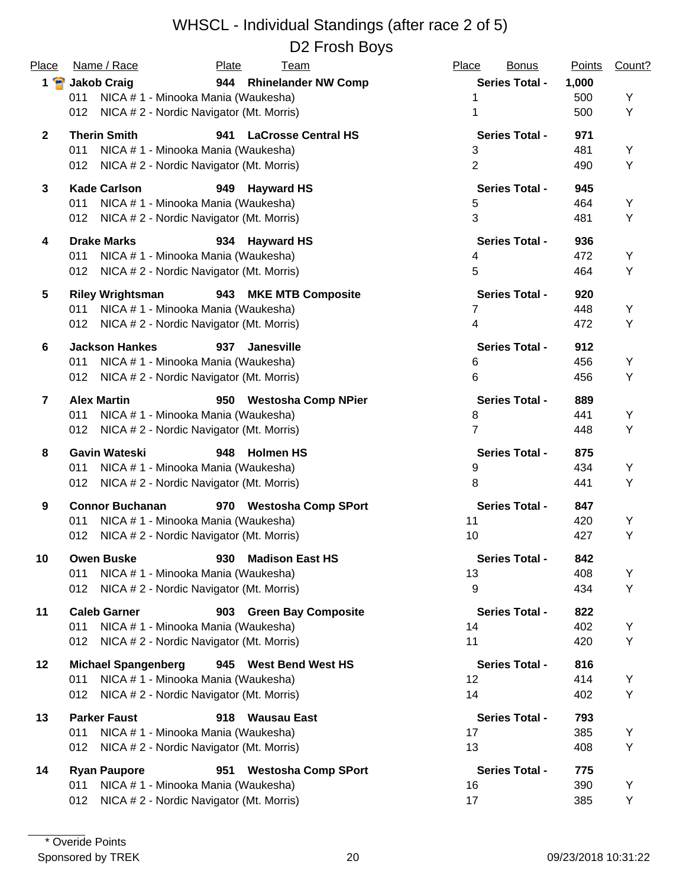# WHSCL - Individual Standings (after race 2 of 5)

## D2 Frosh Boys

| Place | Name / Race | Plate | Team | Place | Bonus | Points | Count? |
|---|---|---|---|---|---|---|---|
| **1** | **Jakob Craig** | **944** | **Rhinelander NW Comp** | **Series Total -** | | **1,000** | |
| | 011 NICA # 1 - Minooka Mania (Waukesha) | | | 1 | | 500 | Y |
| | 012 NICA # 2 - Nordic Navigator (Mt. Morris) | | | 1 | | 500 | Y |
| **2** | **Therin Smith** | **941** | **LaCrosse Central HS** | **Series Total -** | | **971** | |
| | 011 NICA # 1 - Minooka Mania (Waukesha) | | | 3 | | 481 | Y |
| | 012 NICA # 2 - Nordic Navigator (Mt. Morris) | | | 2 | | 490 | Y |
| **3** | **Kade Carlson** | **949** | **Hayward HS** | **Series Total -** | | **945** | |
| | 011 NICA # 1 - Minooka Mania (Waukesha) | | | 5 | | 464 | Y |
| | 012 NICA # 2 - Nordic Navigator (Mt. Morris) | | | 3 | | 481 | Y |
| **4** | **Drake Marks** | **934** | **Hayward HS** | **Series Total -** | | **936** | |
| | 011 NICA # 1 - Minooka Mania (Waukesha) | | | 4 | | 472 | Y |
| | 012 NICA # 2 - Nordic Navigator (Mt. Morris) | | | 5 | | 464 | Y |
| **5** | **Riley Wrightsman** | **943** | **MKE MTB Composite** | **Series Total -** | | **920** | |
| | 011 NICA # 1 - Minooka Mania (Waukesha) | | | 7 | | 448 | Y |
| | 012 NICA # 2 - Nordic Navigator (Mt. Morris) | | | 4 | | 472 | Y |
| **6** | **Jackson Hankes** | **937** | **Janesville** | **Series Total -** | | **912** | |
| | 011 NICA # 1 - Minooka Mania (Waukesha) | | | 6 | | 456 | Y |
| | 012 NICA # 2 - Nordic Navigator (Mt. Morris) | | | 6 | | 456 | Y |
| **7** | **Alex Martin** | **950** | **Westosha Comp NPier** | **Series Total -** | | **889** | |
| | 011 NICA # 1 - Minooka Mania (Waukesha) | | | 8 | | 441 | Y |
| | 012 NICA # 2 - Nordic Navigator (Mt. Morris) | | | 7 | | 448 | Y |
| **8** | **Gavin Wateski** | **948** | **Holmen HS** | **Series Total -** | | **875** | |
| | 011 NICA # 1 - Minooka Mania (Waukesha) | | | 9 | | 434 | Y |
| | 012 NICA # 2 - Nordic Navigator (Mt. Morris) | | | 8 | | 441 | Y |
| **9** | **Connor Buchanan** | **970** | **Westosha Comp SPort** | **Series Total -** | | **847** | |
| | 011 NICA # 1 - Minooka Mania (Waukesha) | | | 11 | | 420 | Y |
| | 012 NICA # 2 - Nordic Navigator (Mt. Morris) | | | 10 | | 427 | Y |
| **10** | **Owen Buske** | **930** | **Madison East HS** | **Series Total -** | | **842** | |
| | 011 NICA # 1 - Minooka Mania (Waukesha) | | | 13 | | 408 | Y |
| | 012 NICA # 2 - Nordic Navigator (Mt. Morris) | | | 9 | | 434 | Y |
| **11** | **Caleb Garner** | **903** | **Green Bay Composite** | **Series Total -** | | **822** | |
| | 011 NICA # 1 - Minooka Mania (Waukesha) | | | 14 | | 402 | Y |
| | 012 NICA # 2 - Nordic Navigator (Mt. Morris) | | | 11 | | 420 | Y |
| **12** | **Michael Spangenberg** | **945** | **West Bend West HS** | **Series Total -** | | **816** | |
| | 011 NICA # 1 - Minooka Mania (Waukesha) | | | 12 | | 414 | Y |
| | 012 NICA # 2 - Nordic Navigator (Mt. Morris) | | | 14 | | 402 | Y |
| **13** | **Parker Faust** | **918** | **Wausau East** | **Series Total -** | | **793** | |
| | 011 NICA # 1 - Minooka Mania (Waukesha) | | | 17 | | 385 | Y |
| | 012 NICA # 2 - Nordic Navigator (Mt. Morris) | | | 13 | | 408 | Y |
| **14** | **Ryan Paupore** | **951** | **Westosha Comp SPort** | **Series Total -** | | **775** | |
| | 011 NICA # 1 - Minooka Mania (Waukesha) | | | 16 | | 390 | Y |
| | 012 NICA # 2 - Nordic Navigator (Mt. Morris) | | | 17 | | 385 | Y |

* Overide Points

Sponsored by TREK

09/23/2018 10:31:22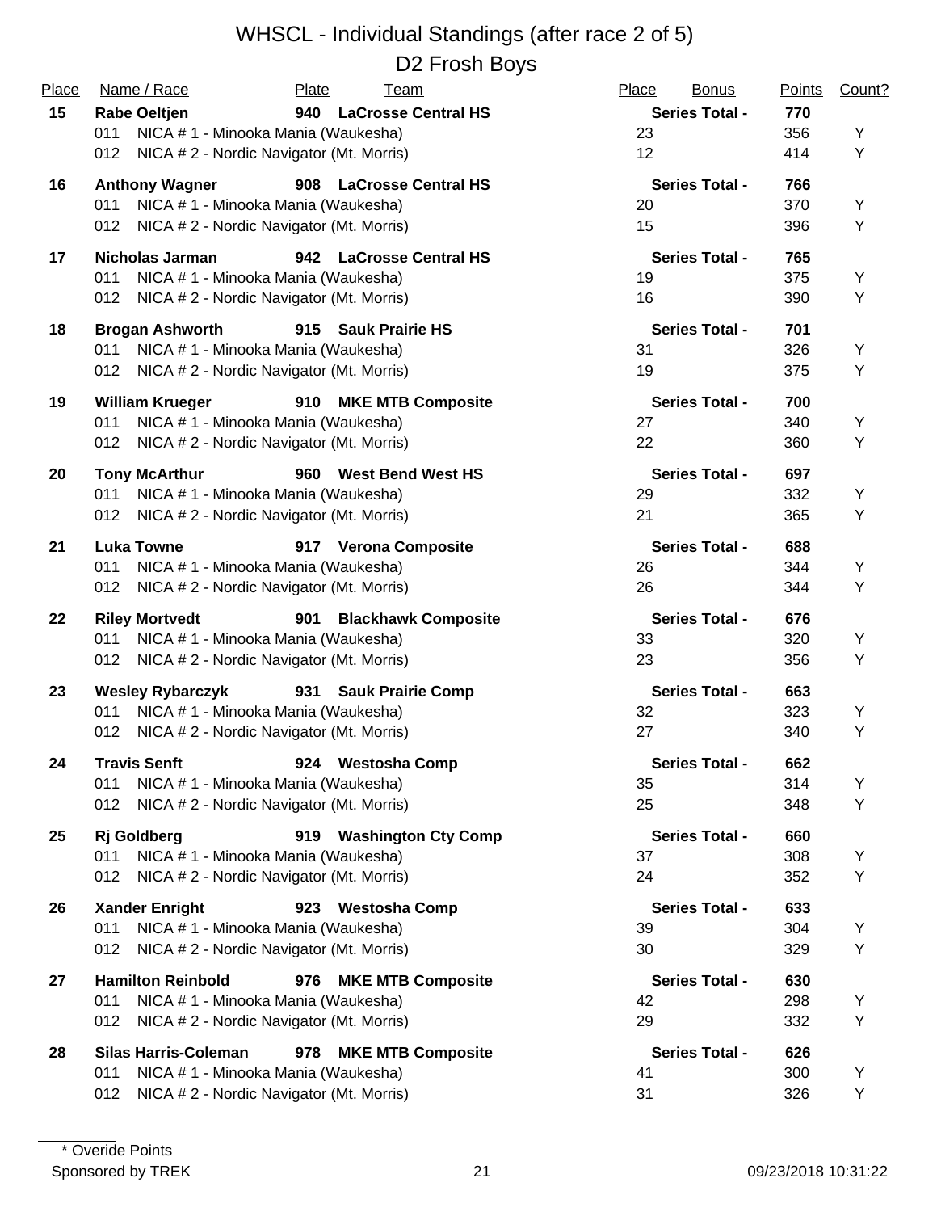# WHSCL - Individual Standings (after race 2 of 5)

## D2 Frosh Boys

| Place | Name / Race | Plate | Team | Place | Bonus | Points | Count? |
|---|---|---|---|---|---|---|---|
| **15** | **Rabe Oeltjen** | **940** | **LaCrosse Central HS** | | **Series Total -** | **770** | |
| | 011 NICA # 1 - Minooka Mania (Waukesha) | | | 23 | | 356 | Y |
| | 012 NICA # 2 - Nordic Navigator (Mt. Morris) | | | 12 | | 414 | Y |
| **16** | **Anthony Wagner** | **908** | **LaCrosse Central HS** | | **Series Total -** | **766** | |
| | 011 NICA # 1 - Minooka Mania (Waukesha) | | | 20 | | 370 | Y |
| | 012 NICA # 2 - Nordic Navigator (Mt. Morris) | | | 15 | | 396 | Y |
| **17** | **Nicholas Jarman** | **942** | **LaCrosse Central HS** | | **Series Total -** | **765** | |
| | 011 NICA # 1 - Minooka Mania (Waukesha) | | | 19 | | 375 | Y |
| | 012 NICA # 2 - Nordic Navigator (Mt. Morris) | | | 16 | | 390 | Y |
| **18** | **Brogan Ashworth** | **915** | **Sauk Prairie HS** | | **Series Total -** | **701** | |
| | 011 NICA # 1 - Minooka Mania (Waukesha) | | | 31 | | 326 | Y |
| | 012 NICA # 2 - Nordic Navigator (Mt. Morris) | | | 19 | | 375 | Y |
| **19** | **William Krueger** | **910** | **MKE MTB Composite** | | **Series Total -** | **700** | |
| | 011 NICA # 1 - Minooka Mania (Waukesha) | | | 27 | | 340 | Y |
| | 012 NICA # 2 - Nordic Navigator (Mt. Morris) | | | 22 | | 360 | Y |
| **20** | **Tony McArthur** | **960** | **West Bend West HS** | | **Series Total -** | **697** | |
| | 011 NICA # 1 - Minooka Mania (Waukesha) | | | 29 | | 332 | Y |
| | 012 NICA # 2 - Nordic Navigator (Mt. Morris) | | | 21 | | 365 | Y |
| **21** | **Luka Towne** | **917** | **Verona Composite** | | **Series Total -** | **688** | |
| | 011 NICA # 1 - Minooka Mania (Waukesha) | | | 26 | | 344 | Y |
| | 012 NICA # 2 - Nordic Navigator (Mt. Morris) | | | 26 | | 344 | Y |
| **22** | **Riley Mortvedt** | **901** | **Blackhawk Composite** | | **Series Total -** | **676** | |
| | 011 NICA # 1 - Minooka Mania (Waukesha) | | | 33 | | 320 | Y |
| | 012 NICA # 2 - Nordic Navigator (Mt. Morris) | | | 23 | | 356 | Y |
| **23** | **Wesley Rybarczyk** | **931** | **Sauk Prairie Comp** | | **Series Total -** | **663** | |
| | 011 NICA # 1 - Minooka Mania (Waukesha) | | | 32 | | 323 | Y |
| | 012 NICA # 2 - Nordic Navigator (Mt. Morris) | | | 27 | | 340 | Y |
| **24** | **Travis Senft** | **924** | **Westosha Comp** | | **Series Total -** | **662** | |
| | 011 NICA # 1 - Minooka Mania (Waukesha) | | | 35 | | 314 | Y |
| | 012 NICA # 2 - Nordic Navigator (Mt. Morris) | | | 25 | | 348 | Y |
| **25** | **Rj Goldberg** | **919** | **Washington Cty Comp** | | **Series Total -** | **660** | |
| | 011 NICA # 1 - Minooka Mania (Waukesha) | | | 37 | | 308 | Y |
| | 012 NICA # 2 - Nordic Navigator (Mt. Morris) | | | 24 | | 352 | Y |
| **26** | **Xander Enright** | **923** | **Westosha Comp** | | **Series Total -** | **633** | |
| | 011 NICA # 1 - Minooka Mania (Waukesha) | | | 39 | | 304 | Y |
| | 012 NICA # 2 - Nordic Navigator (Mt. Morris) | | | 30 | | 329 | Y |
| **27** | **Hamilton Reinbold** | **976** | **MKE MTB Composite** | | **Series Total -** | **630** | |
| | 011 NICA # 1 - Minooka Mania (Waukesha) | | | 42 | | 298 | Y |
| | 012 NICA # 2 - Nordic Navigator (Mt. Morris) | | | 29 | | 332 | Y |
| **28** | **Silas Harris-Coleman** | **978** | **MKE MTB Composite** | | **Series Total -** | **626** | |
| | 011 NICA # 1 - Minooka Mania (Waukesha) | | | 41 | | 300 | Y |
| | 012 NICA # 2 - Nordic Navigator (Mt. Morris) | | | 31 | | 326 | Y |

\* Overide Points

Sponsored by TREK

09/23/2018 10:31:22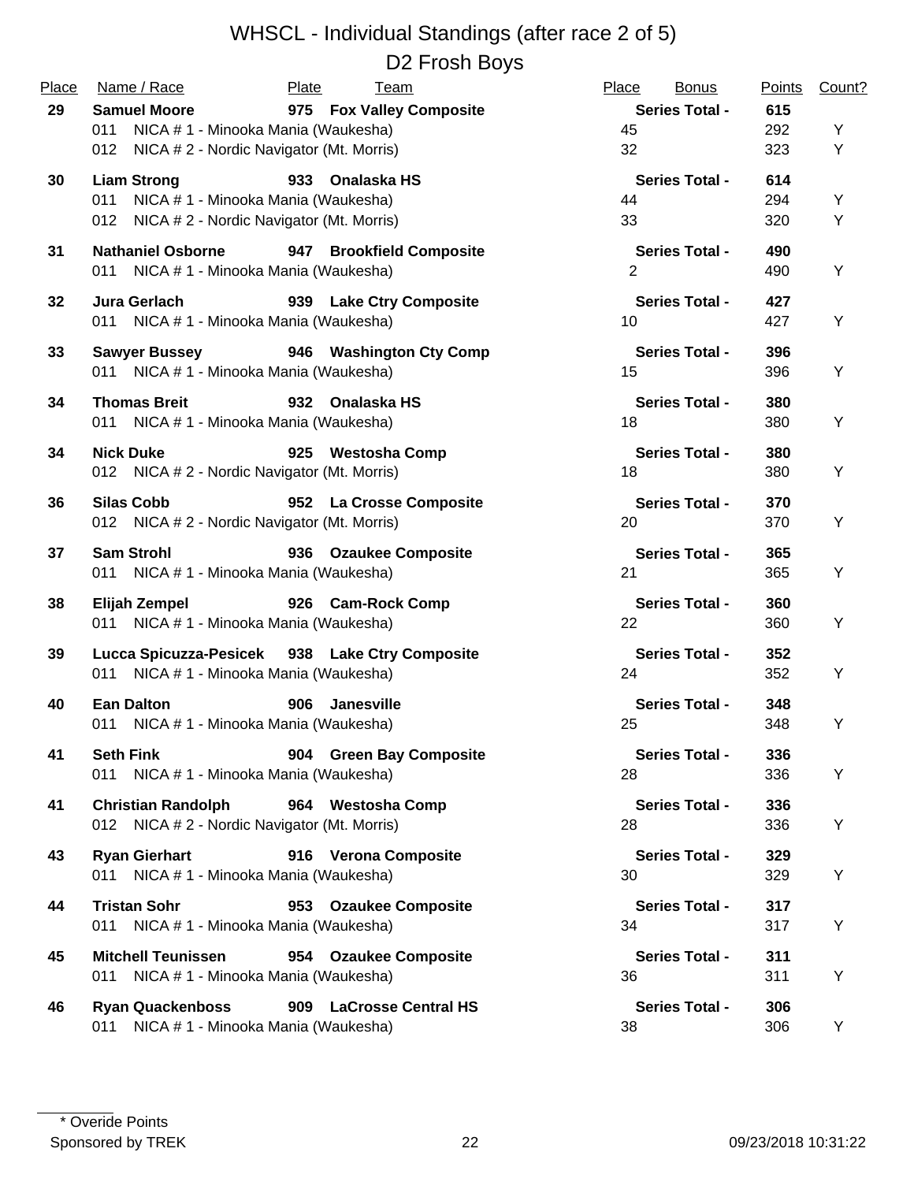# WHSCL - Individual Standings (after race 2 of 5)

## D2 Frosh Boys

| Place | Name / Race | Plate | Team | Place | Bonus | Points | Count? |
|---|---|---|---|---|---|---|---|
| **29** | **Samuel Moore** | **975** | **Fox Valley Composite** | | **Series Total -** | **615** | |
| | 011 NICA # 1 - Minooka Mania (Waukesha) | | | 45 | | 292 | Y |
| | 012 NICA # 2 - Nordic Navigator (Mt. Morris) | | | 32 | | 323 | Y |
| **30** | **Liam Strong** | **933** | **Onalaska HS** | | **Series Total -** | **614** | |
| | 011 NICA # 1 - Minooka Mania (Waukesha) | | | 44 | | 294 | Y |
| | 012 NICA # 2 - Nordic Navigator (Mt. Morris) | | | 33 | | 320 | Y |
| **31** | **Nathaniel Osborne** | **947** | **Brookfield Composite** | | **Series Total -** | **490** | |
| | 011 NICA # 1 - Minooka Mania (Waukesha) | | | 2 | | 490 | Y |
| **32** | **Jura Gerlach** | **939** | **Lake Ctry Composite** | | **Series Total -** | **427** | |
| | 011 NICA # 1 - Minooka Mania (Waukesha) | | | 10 | | 427 | Y |
| **33** | **Sawyer Bussey** | **946** | **Washington Cty Comp** | | **Series Total -** | **396** | |
| | 011 NICA # 1 - Minooka Mania (Waukesha) | | | 15 | | 396 | Y |
| **34** | **Thomas Breit** | **932** | **Onalaska HS** | | **Series Total -** | **380** | |
| | 011 NICA # 1 - Minooka Mania (Waukesha) | | | 18 | | 380 | Y |
| **34** | **Nick Duke** | **925** | **Westosha Comp** | | **Series Total -** | **380** | |
| | 012 NICA # 2 - Nordic Navigator (Mt. Morris) | | | 18 | | 380 | Y |
| **36** | **Silas Cobb** | **952** | **La Crosse Composite** | | **Series Total -** | **370** | |
| | 012 NICA # 2 - Nordic Navigator (Mt. Morris) | | | 20 | | 370 | Y |
| **37** | **Sam Strohl** | **936** | **Ozaukee Composite** | | **Series Total -** | **365** | |
| | 011 NICA # 1 - Minooka Mania (Waukesha) | | | 21 | | 365 | Y |
| **38** | **Elijah Zempel** | **926** | **Cam-Rock Comp** | | **Series Total -** | **360** | |
| | 011 NICA # 1 - Minooka Mania (Waukesha) | | | 22 | | 360 | Y |
| **39** | **Lucca Spicuzza-Pesicek** | **938** | **Lake Ctry Composite** | | **Series Total -** | **352** | |
| | 011 NICA # 1 - Minooka Mania (Waukesha) | | | 24 | | 352 | Y |
| **40** | **Ean Dalton** | **906** | **Janesville** | | **Series Total -** | **348** | |
| | 011 NICA # 1 - Minooka Mania (Waukesha) | | | 25 | | 348 | Y |
| **41** | **Seth Fink** | **904** | **Green Bay Composite** | | **Series Total -** | **336** | |
| | 011 NICA # 1 - Minooka Mania (Waukesha) | | | 28 | | 336 | Y |
| **41** | **Christian Randolph** | **964** | **Westosha Comp** | | **Series Total -** | **336** | |
| | 012 NICA # 2 - Nordic Navigator (Mt. Morris) | | | 28 | | 336 | Y |
| **43** | **Ryan Gierhart** | **916** | **Verona Composite** | | **Series Total -** | **329** | |
| | 011 NICA # 1 - Minooka Mania (Waukesha) | | | 30 | | 329 | Y |
| **44** | **Tristan Sohr** | **953** | **Ozaukee Composite** | | **Series Total -** | **317** | |
| | 011 NICA # 1 - Minooka Mania (Waukesha) | | | 34 | | 317 | Y |
| **45** | **Mitchell Teunissen** | **954** | **Ozaukee Composite** | | **Series Total -** | **311** | |
| | 011 NICA # 1 - Minooka Mania (Waukesha) | | | 36 | | 311 | Y |
| **46** | **Ryan Quackenboss** | **909** | **LaCrosse Central HS** | | **Series Total -** | **306** | |
| | 011 NICA # 1 - Minooka Mania (Waukesha) | | | 38 | | 306 | Y |

\* Overide Points

Sponsored by TREK    09/23/2018 10:31:22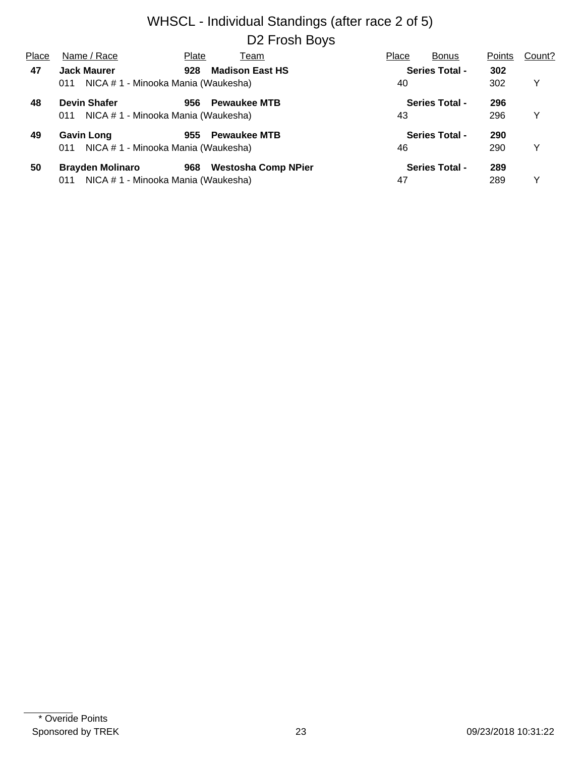# WHSCL - Individual Standings (after race 2 of 5)

## D2 Frosh Boys

| Place | Name / Race | Plate | Team | Place | Bonus | Points | Count? |
|---|---|---|---|---|---|---|---|
| **47** | **Jack Maurer** | **928** | **Madison East HS** | | **Series Total -** | **302** | |
| | 011 NICA # 1 - Minooka Mania (Waukesha) | | | 40 | | 302 | Y |
| **48** | **Devin Shafer** | **956** | **Pewaukee MTB** | | **Series Total -** | **296** | |
| | 011 NICA # 1 - Minooka Mania (Waukesha) | | | 43 | | 296 | Y |
| **49** | **Gavin Long** | **955** | **Pewaukee MTB** | | **Series Total -** | **290** | |
| | 011 NICA # 1 - Minooka Mania (Waukesha) | | | 46 | | 290 | Y |
| **50** | **Brayden Molinaro** | **968** | **Westosha Comp NPier** | | **Series Total -** | **289** | |
| | 011 NICA # 1 - Minooka Mania (Waukesha) | | | 47 | | 289 | Y |

* Overide Points

Sponsored by TREK

09/23/2018 10:31:22